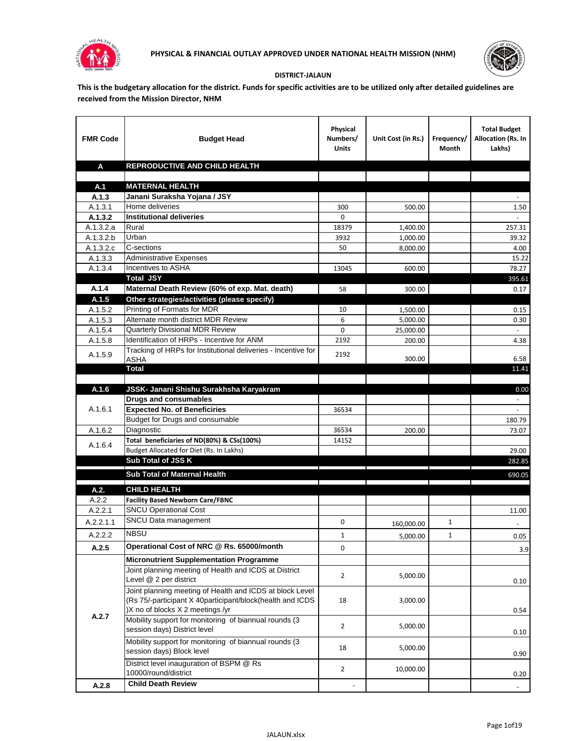**PHYSICAL & FINANCIAL OUTLAY APPROVED UNDER NATIONAL HEALTH MISSION (NHM)**

**DISTRICT-JALAUN**

**This is the budgetary allocation for the district. Funds for specific activities are to be utilized only after detailed guidelines are received from the Mission Director, NHM**

| FMR Code | Budget Head | Physical Numbers/ Units | Unit Cost (in Rs.) | Frequency/ Month | Total Budget Allocation (Rs. In Lakhs) |
|---|---|---|---|---|---|
| **A** | **REPRODUCTIVE AND CHILD HEALTH** | | | | |
| | | | | | |
| **A.1** | **MATERNAL HEALTH** | | | | |
| **A.1.3** | **Janani Suraksha Yojana / JSY** | | | | - |
| A.1.3.1 | Home deliveries | 300 | 500.00 | | 1.50 |
| **A.1.3.2** | **Institutional deliveries** | 0 | | | - |
| A.1.3.2.a | Rural | 18379 | 1,400.00 | | 257.31 |
| A.1.3.2.b | Urban | 3932 | 1,000.00 | | 39.32 |
| A.1.3.2.c | C-sections | 50 | 8,000.00 | | 4.00 |
| A.1.3.3 | Administrative Expenses | | | | 15.22 |
| A.1.3.4 | Incentives to ASHA | 13045 | 600.00 | | 78.27 |
| | **Total JSY** | | | | 395.61 |
| **A.1.4** | **Maternal Death Review (60% of exp. Mat. death)** | 58 | 300.00 | | 0.17 |
| **A.1.5** | **Other strategies/activities (please specify)** | | | | |
| A.1.5.2 | Printing of Formats for MDR | 10 | 1,500.00 | | 0.15 |
| A.1.5.3 | Alternate month district MDR Review | 6 | 5,000.00 | | 0.30 |
| A.1.5.4 | Quarterly Divisional MDR Review | 0 | 25,000.00 | | - |
| A.1.5.8 | Identification of HRPs - Incentive for ANM | 2192 | 200.00 | | 4.38 |
| A.1.5.9 | Tracking of HRPs for Institutional deliveries - Incentive for ASHA | 2192 | 300.00 | | 6.58 |
| | **Total** | | | | 11.41 |
| | | | | | |
| **A.1.6** | **JSSK- Janani Shishu Surakhsha Karyakram** | | | | 0.00 |
| A.1.6.1 | **Drugs and consumables** | | | | - |
| | **Expected No. of Beneficiries** | 36534 | | | - |
| | Budget for Drugs and consumable | | | | 180.79 |
| A.1.6.2 | Diagnostic | 36534 | 200.00 | | 73.07 |
| A.1.6.4 | **Total beneficiaries of ND(80%) & CSs(100%)** | 14152 | | | |
| | Budget Allocated for Diet (Rs. In Lakhs) | | | | 29.00 |
| | **Sub Total of JSS K** | | | | 282.85 |
| | **Sub Total of Maternal Health** | | | | 690.05 |
| **A.2.** | **CHILD HEALTH** | | | | |
| A.2.2 | **Facility Based Newborn Care/FBNC** | | | | |
| A.2.2.1 | SNCU Operational Cost | | | | 11.00 |
| A.2.2.1.1 | SNCU Data management | 0 | 160,000.00 | 1 | - |
| A.2.2.2 | NBSU | 1 | 5,000.00 | 1 | 0.05 |
| **A.2.5** | **Operational Cost of NRC @ Rs. 65000/month** | 0 | | | 3.9 |
| **A.2.7** | **Micronutrient Supplementation Programme** | | | | |
| | Joint planning meeting of Health and ICDS at District Level @ 2 per district | 2 | 5,000.00 | | 0.10 |
| | Joint planning meeting of Health and ICDS at block Level (Rs 75/-participant X 40participant/block(health and ICDS )X no of blocks X 2 meetings /yr | 18 | 3,000.00 | | 0.54 |
| | Mobility support for monitoring of biannual rounds (3 session days) District level | 2 | 5,000.00 | | 0.10 |
| | Mobility support for monitoring of biannual rounds (3 session days) Block level | 18 | 5,000.00 | | 0.90 |
| | District level inauguration of BSPM @ Rs 10000/round/district | 2 | 10,000.00 | | 0.20 |
| **A.2.8** | **Child Death Review** | - | | | - |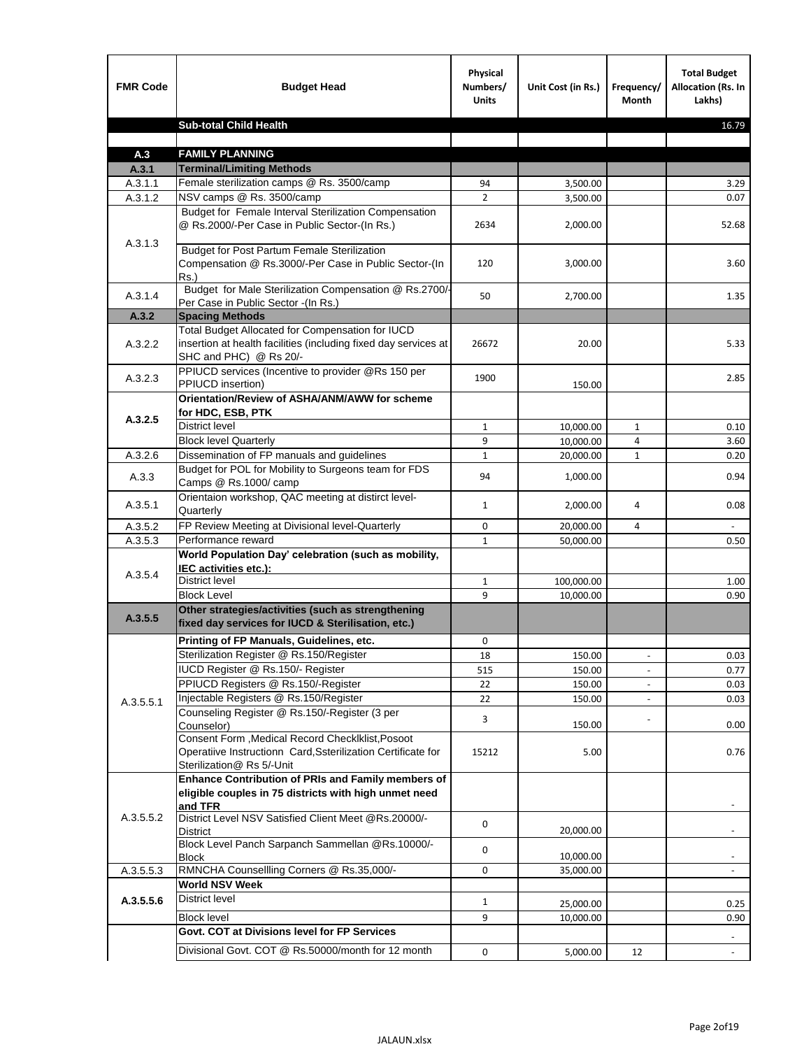| FMR Code | Budget Head | Physical Numbers/ Units | Unit Cost (in Rs.) | Frequency/ Month | Total Budget Allocation (Rs. In Lakhs) |
|---|---|---|---|---|---|
| | **Sub-total Child Health** | | | | 16.79 |
| | | | | | |
| **A.3** | **FAMILY PLANNING** | | | | |
| **A.3.1** | **Terminal/Limiting Methods** | | | | |
| A.3.1.1 | Female sterilization camps @ Rs. 3500/camp | 94 | 3,500.00 | | 3.29 |
| A.3.1.2 | NSV camps @ Rs. 3500/camp | 2 | 3,500.00 | | 0.07 |
| A.3.1.3 | Budget for Female Interval Sterilization Compensation @ Rs.2000/-Per Case in Public Sector-(In Rs.) | 2634 | 2,000.00 | | 52.68 |
| | Budget for Post Partum Female Sterilization Compensation @ Rs.3000/-Per Case in Public Sector-(In Rs.) | 120 | 3,000.00 | | 3.60 |
| A.3.1.4 | Budget for Male Sterilization Compensation @ Rs.2700/- Per Case in Public Sector -(In Rs.) | 50 | 2,700.00 | | 1.35 |
| **A.3.2** | **Spacing Methods** | | | | |
| A.3.2.2 | Total Budget Allocated for Compensation for IUCD insertion at health facilities (including fixed day services at SHC and PHC) @ Rs 20/- | 26672 | 20.00 | | 5.33 |
| A.3.2.3 | PPIUCD services (Incentive to provider @Rs 150 per PPIUCD insertion) | 1900 | 150.00 | | 2.85 |
| **A.3.2.5** | **Orientation/Review of ASHA/ANM/AWW for scheme for HDC, ESB, PTK** | | | | |
| | District level | 1 | 10,000.00 | 1 | 0.10 |
| | Block level Quarterly | 9 | 10,000.00 | 4 | 3.60 |
| A.3.2.6 | Dissemination of FP manuals and guidelines | 1 | 20,000.00 | 1 | 0.20 |
| A.3.3 | Budget for POL for Mobility to Surgeons team for FDS Camps @ Rs.1000/ camp | 94 | 1,000.00 | | 0.94 |
| A.3.5.1 | Orientaion workshop, QAC meeting at distirct level-Quarterly | 1 | 2,000.00 | 4 | 0.08 |
| A.3.5.2 | FP Review Meeting at Divisional level-Quarterly | 0 | 20,000.00 | 4 | - |
| A.3.5.3 | Performance reward | 1 | 50,000.00 | | 0.50 |
| A.3.5.4 | **World Population Day' celebration (such as mobility, IEC activities etc.):** | | | | |
| | District level | 1 | 100,000.00 | | 1.00 |
| | Block Level | 9 | 10,000.00 | | 0.90 |
| **A.3.5.5** | **Other strategies/activities (such as strengthening fixed day services for IUCD & Sterilisation, etc.)** | | | | |
| A.3.5.5.1 | **Printing of FP Manuals, Guidelines, etc.** | 0 | | | |
| | Sterilization Register @ Rs.150/Register | 18 | 150.00 | - | 0.03 |
| | IUCD Register @ Rs.150/- Register | 515 | 150.00 | - | 0.77 |
| | PPIUCD Registers @ Rs.150/-Register | 22 | 150.00 | - | 0.03 |
| | Injectable Registers @ Rs.150/Register | 22 | 150.00 | - | 0.03 |
| | Counseling Register @ Rs.150/-Register (3 per Counselor) | 3 | 150.00 | - | 0.00 |
| | Consent Form ,Medical Record Checklklist,Posoot Operatiive Instructionn Card,Ssterilization Certificate for Sterilization@ Rs 5/-Unit | 15212 | 5.00 | | 0.76 |
| A.3.5.5.2 | **Enhance Contribution of PRIs and Family members of eligible couples in 75 districts with high unmet need and TFR** | | | | - |
| | District Level NSV Satisfied Client Meet @Rs.20000/-District | 0 | 20,000.00 | | - |
| | Block Level Panch Sarpanch Sammellan @Rs.10000/-Block | 0 | 10,000.00 | | - |
| A.3.5.5.3 | RMNCHA Counsellling Corners @ Rs.35,000/- | 0 | 35,000.00 | | - |
| **A.3.5.5.6** | **World NSV Week** | | | | |
| | District level | 1 | 25,000.00 | | 0.25 |
| | Block level | 9 | 10,000.00 | | 0.90 |
| | **Govt. COT at Divisions level for FP Services** | | | | - |
| | Divisional Govt. COT @ Rs.50000/month for 12 month | 0 | 5,000.00 | 12 | - |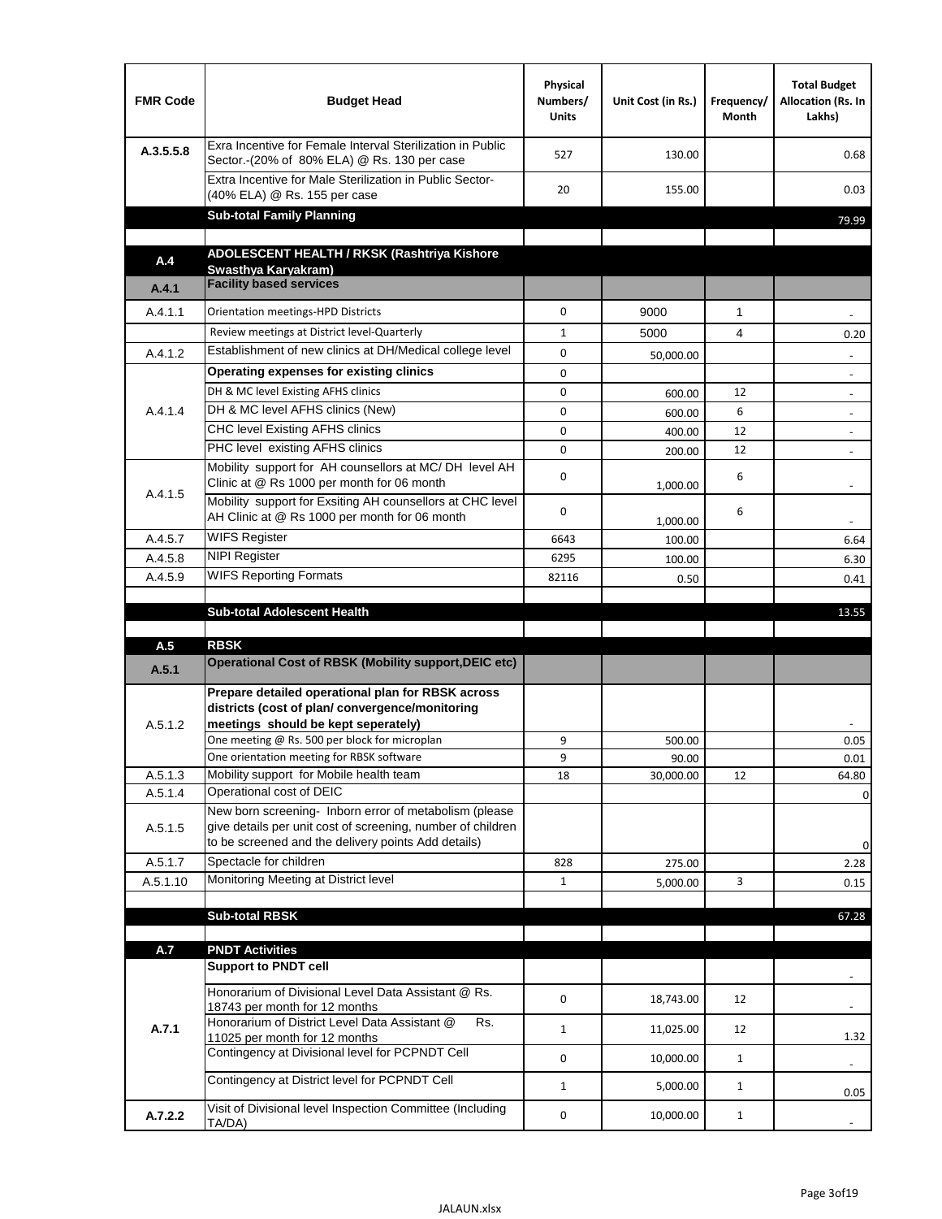| FMR Code | Budget Head | Physical Numbers/ Units | Unit Cost (in Rs.) | Frequency/ Month | Total Budget Allocation (Rs. In Lakhs) |
|---|---|---|---|---|---|
| A.3.5.5.8 | Exra Incentive for Female Interval Sterilization in Public Sector.-(20% of 80% ELA) @ Rs. 130 per case | 527 | 130.00 | | 0.68 |
| | Extra Incentive for Male Sterilization in Public Sector-(40% ELA) @ Rs. 155 per case | 20 | 155.00 | | 0.03 |
| | **Sub-total Family Planning** | | | | 79.99 |
| | | | | | |
| **A.4** | **ADOLESCENT HEALTH / RKSK (Rashtriya Kishore Swasthya Karyakram)** | | | | |
| **A.4.1** | **Facility based services** | | | | |
| A.4.1.1 | Orientation meetings-HPD Districts | 0 | 9000 | 1 | - |
| | Review meetings at District level-Quarterly | 1 | 5000 | 4 | 0.20 |
| A.4.1.2 | Establishment of new clinics at DH/Medical college level | 0 | 50,000.00 | | - |
| A.4.1.4 | **Operating expenses for existing clinics** | 0 | | | - |
| | DH & MC level Existing AFHS clinics | 0 | 600.00 | 12 | - |
| | DH & MC level AFHS clinics (New) | 0 | 600.00 | 6 | - |
| | CHC level Existing AFHS clinics | 0 | 400.00 | 12 | - |
| | PHC level existing AFHS clinics | 0 | 200.00 | 12 | - |
| A.4.1.5 | Mobility support for AH counsellors at MC/ DH level AH Clinic at @ Rs 1000 per month for 06 month | 0 | 1,000.00 | 6 | - |
| | Mobility support for Exsiting AH counsellors at CHC level AH Clinic at @ Rs 1000 per month for 06 month | 0 | 1,000.00 | 6 | - |
| A.4.5.7 | WIFS Register | 6643 | 100.00 | | 6.64 |
| A.4.5.8 | NIPI Register | 6295 | 100.00 | | 6.30 |
| A.4.5.9 | WIFS Reporting Formats | 82116 | 0.50 | | 0.41 |
| | | | | | |
| | **Sub-total Adolescent Health** | | | | 13.55 |
| | | | | | |
| **A.5** | **RBSK** | | | | |
| **A.5.1** | **Operational Cost of RBSK (Mobility support,DEIC etc)** | | | | |
| A.5.1.2 | **Prepare detailed operational plan for RBSK across districts (cost of plan/ convergence/monitoring meetings should be kept seperately)** | | | | - |
| | One meeting @ Rs. 500 per block for microplan | 9 | 500.00 | | 0.05 |
| | One orientation meeting for RBSK software | 9 | 90.00 | | 0.01 |
| A.5.1.3 | Mobility support for Mobile health team | 18 | 30,000.00 | 12 | 64.80 |
| A.5.1.4 | Operational cost of DEIC | | | | 0 |
| A.5.1.5 | New born screening- Inborn error of metabolism (please give details per unit cost of screening, number of children to be screened and the delivery points Add details) | | | | 0 |
| A.5.1.7 | Spectacle for children | 828 | 275.00 | | 2.28 |
| A.5.1.10 | Monitoring Meeting at District level | 1 | 5,000.00 | 3 | 0.15 |
| | | | | | |
| | **Sub-total RBSK** | | | | 67.28 |
| | | | | | |
| **A.7** | **PNDT Activities** | | | | |
| **A.7.1** | **Support to PNDT cell** | | | | - |
| | Honorarium of Divisional Level Data Assistant @ Rs. 18743 per month for 12 months | 0 | 18,743.00 | 12 | - |
| | Honorarium of District Level Data Assistant @ Rs. 11025 per month for 12 months | 1 | 11,025.00 | 12 | 1.32 |
| | Contingency at Divisional level for PCPNDT Cell | 0 | 10,000.00 | 1 | - |
| | Contingency at District level for PCPNDT Cell | 1 | 5,000.00 | 1 | 0.05 |
| **A.7.2.2** | Visit of Divisional level Inspection Committee (Including TA/DA) | 0 | 10,000.00 | 1 | - |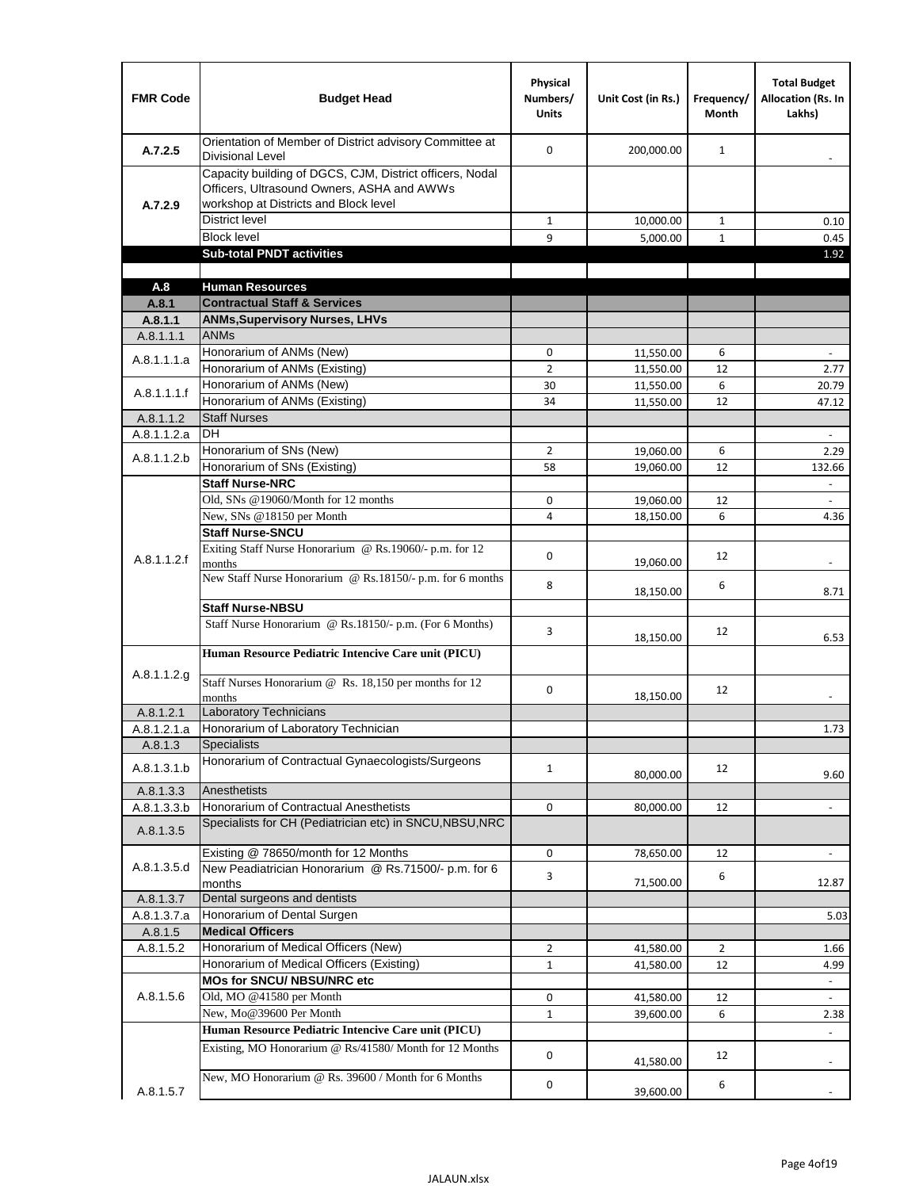| FMR Code | Budget Head | Physical Numbers/ Units | Unit Cost (in Rs.) | Frequency/ Month | Total Budget Allocation (Rs. In Lakhs) |
|---|---|---|---|---|---|
| A.7.2.5 | Orientation of Member of District advisory Committee at Divisional Level | 0 | 200,000.00 | 1 | - |
| A.7.2.9 | Capacity building of DGCS, CJM, District officers, Nodal Officers, Ultrasound Owners, ASHA and AWWs workshop at Districts and Block level | | | | |
| | District level | 1 | 10,000.00 | 1 | 0.10 |
| | Block level | 9 | 5,000.00 | 1 | 0.45 |
| | **Sub-total PNDT activities** | | | | 1.92 |
| | | | | | |
| **A.8** | **Human Resources** | | | | |
| **A.8.1** | **Contractual Staff & Services** | | | | |
| **A.8.1.1** | **ANMs,Supervisory Nurses, LHVs** | | | | |
| A.8.1.1.1 | ANMs | | | | |
| A.8.1.1.1.a | Honorarium of ANMs (New) | 0 | 11,550.00 | 6 | - |
| | Honorarium of ANMs (Existing) | 2 | 11,550.00 | 12 | 2.77 |
| A.8.1.1.1.f | Honorarium of ANMs (New) | 30 | 11,550.00 | 6 | 20.79 |
| | Honorarium of ANMs (Existing) | 34 | 11,550.00 | 12 | 47.12 |
| A.8.1.1.2 | Staff Nurses | | | | |
| A.8.1.1.2.a | DH | | | | - |
| A.8.1.1.2.b | Honorarium of SNs (New) | 2 | 19,060.00 | 6 | 2.29 |
| | Honorarium of SNs (Existing) | 58 | 19,060.00 | 12 | 132.66 |
| A.8.1.1.2.f | **Staff Nurse-NRC** | | | | - |
| | Old, SNs @19060/Month for 12 months | 0 | 19,060.00 | 12 | - |
| | New, SNs @18150 per Month | 4 | 18,150.00 | 6 | 4.36 |
| | **Staff Nurse-SNCU** | | | | |
| | Exiting Staff Nurse Honorarium @ Rs.19060/- p.m. for 12 months | 0 | 19,060.00 | 12 | - |
| | New Staff Nurse Honorarium @ Rs.18150/- p.m. for 6 months | 8 | 18,150.00 | 6 | 8.71 |
| | **Staff Nurse-NBSU** | | | | |
| | Staff Nurse Honorarium @ Rs.18150/- p.m. (For 6 Months) | 3 | 18,150.00 | 12 | 6.53 |
| A.8.1.1.2.g | **Human Resource Pediatric Intencive Care unit (PICU)** | | | | |
| | Staff Nurses Honorarium @ Rs. 18,150 per months for 12 months | 0 | 18,150.00 | 12 | - |
| A.8.1.2.1 | Laboratory Technicians | | | | |
| A.8.1.2.1.a | Honorarium of Laboratory Technician | | | | 1.73 |
| A.8.1.3 | Specialists | | | | |
| A.8.1.3.1.b | Honorarium of Contractual Gynaecologists/Surgeons | 1 | 80,000.00 | 12 | 9.60 |
| A.8.1.3.3 | Anesthetists | | | | |
| A.8.1.3.3.b | Honorarium of Contractual Anesthetists | 0 | 80,000.00 | 12 | - |
| A.8.1.3.5 | Specialists for CH (Pediatrician etc) in SNCU,NBSU,NRC | | | | |
| A.8.1.3.5.d | Existing @ 78650/month for 12 Months | 0 | 78,650.00 | 12 | - |
| | New Peadiatrician Honorarium @ Rs.71500/- p.m. for 6 months | 3 | 71,500.00 | 6 | 12.87 |
| A.8.1.3.7 | Dental surgeons and dentists | | | | |
| A.8.1.3.7.a | Honorarium of Dental Surgen | | | | 5.03 |
| A.8.1.5 | **Medical Officers** | | | | |
| A.8.1.5.2 | Honorarium of Medical Officers (New) | 2 | 41,580.00 | 2 | 1.66 |
| | Honorarium of Medical Officers (Existing) | 1 | 41,580.00 | 12 | 4.99 |
| A.8.1.5.6 | **MOs for SNCU/ NBSU/NRC etc** | | | | - |
| | Old, MO @41580 per Month | 0 | 41,580.00 | 12 | - |
| | New, Mo@39600 Per Month | 1 | 39,600.00 | 6 | 2.38 |
| A.8.1.5.7 | **Human Resource Pediatric Intencive Care unit (PICU)** | | | | - |
| | Existing, MO Honorarium @ Rs/41580/ Month for 12 Months | 0 | 41,580.00 | 12 | - |
| | New, MO Honorarium @ Rs. 39600 / Month for 6 Months | 0 | 39,600.00 | 6 | - |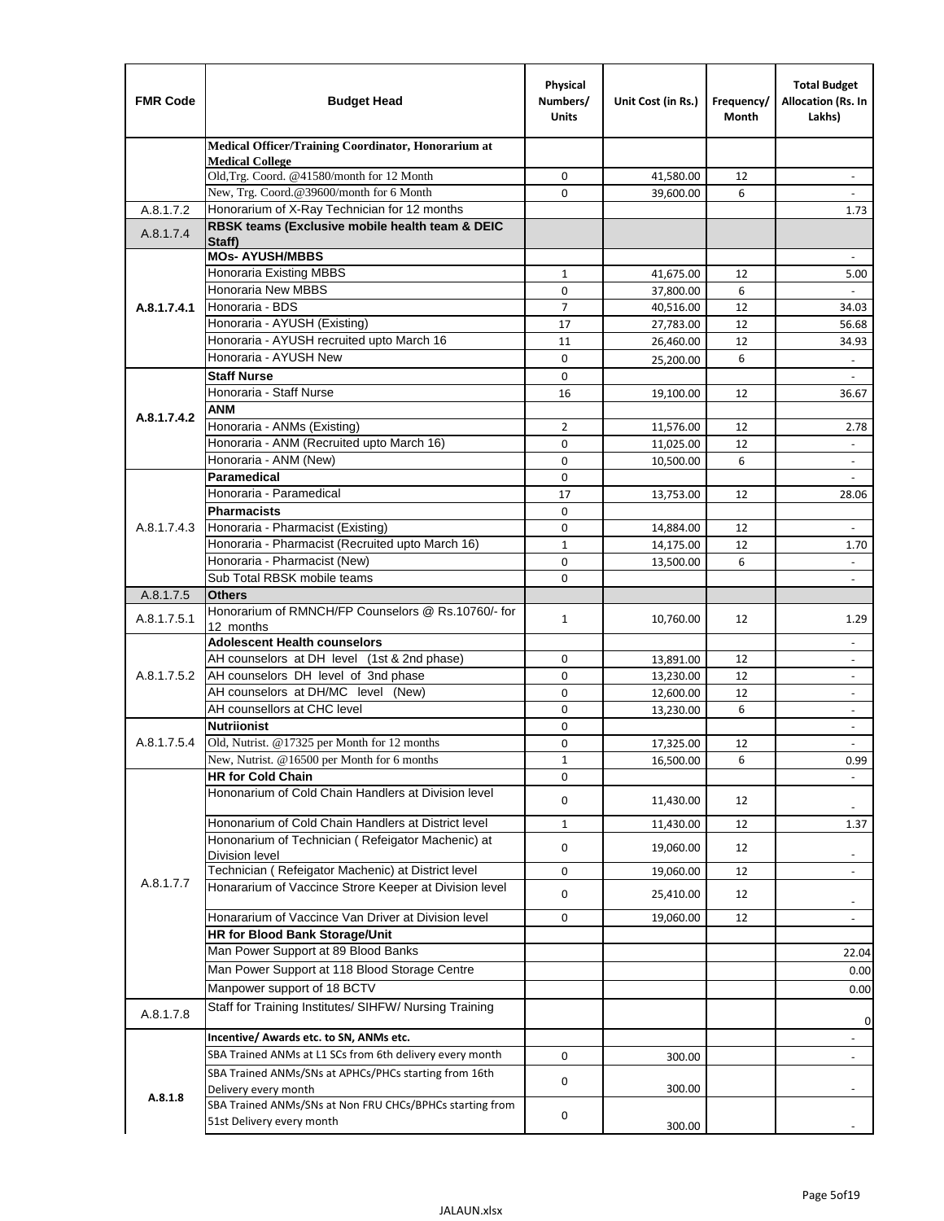| FMR Code | Budget Head | Physical Numbers/ Units | Unit Cost (in Rs.) | Frequency/ Month | Total Budget Allocation (Rs. In Lakhs) |
|---|---|---|---|---|---|
| | **Medical Officer/Training Coordinator, Honorarium at Medical College** | | | | |
| | Old,Trg. Coord. @41580/month for 12 Month | 0 | 41,580.00 | 12 | - |
| | New, Trg. Coord.@39600/month for 6 Month | 0 | 39,600.00 | 6 | - |
| A.8.1.7.2 | Honorarium of X-Ray Technician for 12 months | | | | 1.73 |
| A.8.1.7.4 | **RBSK teams (Exclusive mobile health team & DEIC Staff)** | | | | |
| A.8.1.7.4.1 | **MOs- AYUSH/MBBS** | | | | - |
| | Honoraria Existing MBBS | 1 | 41,675.00 | 12 | 5.00 |
| | Honoraria New MBBS | 0 | 37,800.00 | 6 | - |
| | Honoraria - BDS | 7 | 40,516.00 | 12 | 34.03 |
| | Honoraria - AYUSH (Existing) | 17 | 27,783.00 | 12 | 56.68 |
| | Honoraria - AYUSH recruited upto March 16 | 11 | 26,460.00 | 12 | 34.93 |
| | Honoraria - AYUSH New | 0 | 25,200.00 | 6 | - |
| A.8.1.7.4.2 | **Staff Nurse** | 0 | | | - |
| | Honoraria - Staff Nurse | 16 | 19,100.00 | 12 | 36.67 |
| | **ANM** | | | | |
| | Honoraria - ANMs (Existing) | 2 | 11,576.00 | 12 | 2.78 |
| | Honoraria - ANM (Recruited upto March 16) | 0 | 11,025.00 | 12 | - |
| | Honoraria - ANM (New) | 0 | 10,500.00 | 6 | - |
| A.8.1.7.4.3 | **Paramedical** | 0 | | | - |
| | Honoraria - Paramedical | 17 | 13,753.00 | 12 | 28.06 |
| | **Pharmacists** | 0 | | | |
| | Honoraria - Pharmacist (Existing) | 0 | 14,884.00 | 12 | - |
| | Honoraria - Pharmacist (Recruited upto March 16) | 1 | 14,175.00 | 12 | 1.70 |
| | Honoraria - Pharmacist (New) | 0 | 13,500.00 | 6 | - |
| | Sub Total RBSK mobile teams | 0 | | | - |
| A.8.1.7.5 | **Others** | | | | |
| A.8.1.7.5.1 | Honorarium of RMNCH/FP Counselors @ Rs.10760/- for 12 months | 1 | 10,760.00 | 12 | 1.29 |
| A.8.1.7.5.2 | **Adolescent Health counselors** | | | | - |
| | AH counselors at DH level (1st & 2nd phase) | 0 | 13,891.00 | 12 | - |
| | AH counselors DH level of 3nd phase | 0 | 13,230.00 | 12 | - |
| | AH counselors at DH/MC level (New) | 0 | 12,600.00 | 12 | - |
| | AH counsellors at CHC level | 0 | 13,230.00 | 6 | - |
| A.8.1.7.5.4 | **Nutriionist** | 0 | | | - |
| | Old, Nutrist. @17325 per Month for 12 months | 0 | 17,325.00 | 12 | - |
| | New, Nutrist. @16500 per Month for 6 months | 1 | 16,500.00 | 6 | 0.99 |
| A.8.1.7.7 | **HR for Cold Chain** | 0 | | | - |
| | Hononarium of Cold Chain Handlers at Division level | 0 | 11,430.00 | 12 | - |
| | Hononarium of Cold Chain Handlers at District level | 1 | 11,430.00 | 12 | 1.37 |
| | Hononarium of Technician ( Refeigator Machenic) at Division level | 0 | 19,060.00 | 12 | - |
| | Technician ( Refeigator Machenic) at District level | 0 | 19,060.00 | 12 | - |
| | Honararium of Vaccince Strore Keeper at Division level | 0 | 25,410.00 | 12 | - |
| | Honararium of Vaccince Van Driver at Division level | 0 | 19,060.00 | 12 | - |
| | **HR for Blood Bank Storage/Unit** | | | | |
| | Man Power Support at 89 Blood Banks | | | | 22.04 |
| | Man Power Support at 118 Blood Storage Centre | | | | 0.00 |
| | Manpower support of 18 BCTV | | | | 0.00 |
| A.8.1.7.8 | Staff for Training Institutes/ SIHFW/ Nursing Training | | | | 0 |
| A.8.1.8 | **Incentive/ Awards etc. to SN, ANMs etc.** | | | | - |
| | SBA Trained ANMs at L1 SCs from 6th delivery every month | 0 | 300.00 | | - |
| | SBA Trained ANMs/SNs at APHCs/PHCs starting from 16th Delivery every month | 0 | 300.00 | | - |
| | SBA Trained ANMs/SNs at Non FRU CHCs/BPHCs starting from 51st Delivery every month | 0 | 300.00 | | - |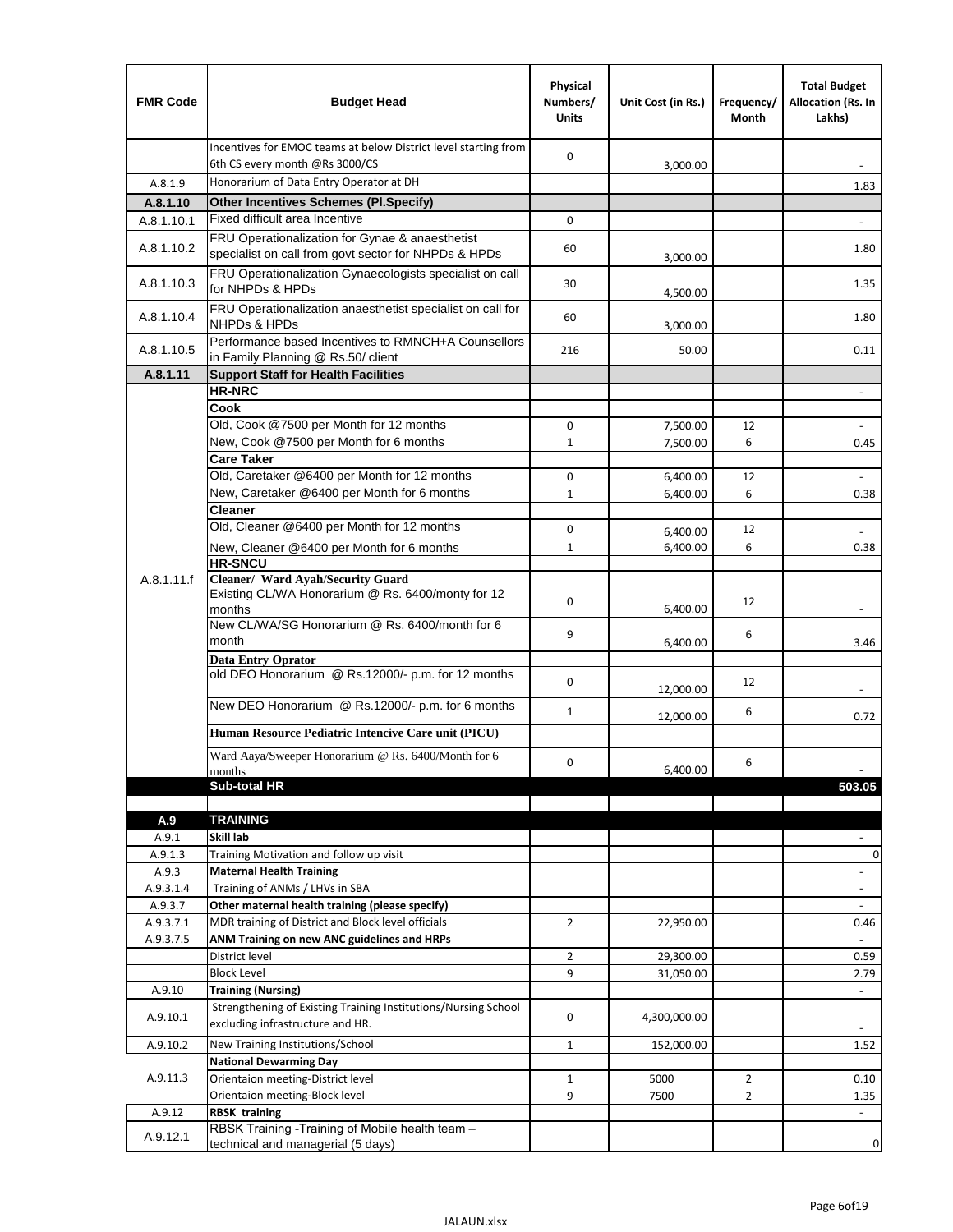| FMR Code | Budget Head | Physical Numbers/ Units | Unit Cost (in Rs.) | Frequency/ Month | Total Budget Allocation (Rs. In Lakhs) |
|---|---|---|---|---|---|
| | Incentives for EMOC teams at below District level starting from 6th CS every month @Rs 3000/CS | 0 | 3,000.00 | | - |
| A.8.1.9 | Honorarium of Data Entry Operator at DH | | | | 1.83 |
| **A.8.1.10** | **Other Incentives Schemes (Pl.Specify)** | | | | |
| A.8.1.10.1 | Fixed difficult area Incentive | 0 | | | - |
| A.8.1.10.2 | FRU Operationalization for Gynae & anaesthetist specialist on call from govt sector for NHPDs & HPDs | 60 | 3,000.00 | | 1.80 |
| A.8.1.10.3 | FRU Operationalization Gynaecologists specialist on call for NHPDs & HPDs | 30 | 4,500.00 | | 1.35 |
| A.8.1.10.4 | FRU Operationalization anaesthetist specialist on call for NHPDs & HPDs | 60 | 3,000.00 | | 1.80 |
| A.8.1.10.5 | Performance based Incentives to RMNCH+A Counsellors in Family Planning @ Rs.50/ client | 216 | 50.00 | | 0.11 |
| **A.8.1.11** | **Support Staff for Health Facilities** | | | | |
| A.8.1.11.f | **HR-NRC** | | | | - |
| | **Cook** | | | | |
| | Old, Cook @7500 per Month for 12 months | 0 | 7,500.00 | 12 | - |
| | New, Cook @7500 per Month for 6 months | 1 | 7,500.00 | 6 | 0.45 |
| | **Care Taker** | | | | |
| | Old, Caretaker @6400 per Month for 12 months | 0 | 6,400.00 | 12 | - |
| | New, Caretaker @6400 per Month for 6 months | 1 | 6,400.00 | 6 | 0.38 |
| | **Cleaner** | | | | |
| | Old, Cleaner @6400 per Month for 12 months | 0 | 6,400.00 | 12 | - |
| | New, Cleaner @6400 per Month for 6 months | 1 | 6,400.00 | 6 | 0.38 |
| | **HR-SNCU** | | | | |
| | **Cleaner/ Ward Ayah/Security Guard** | | | | |
| | Existing CL/WA Honorarium @ Rs. 6400/monty for 12 months | 0 | 6,400.00 | 12 | - |
| | New CL/WA/SG Honorarium @ Rs. 6400/month for 6 month | 9 | 6,400.00 | 6 | 3.46 |
| | **Data Entry Oprator** | | | | |
| | old DEO Honorarium @ Rs.12000/- p.m. for 12 months | 0 | 12,000.00 | 12 | - |
| | New DEO Honorarium @ Rs.12000/- p.m. for 6 months | 1 | 12,000.00 | 6 | 0.72 |
| | **Human Resource Pediatric Intencive Care unit (PICU)** | | | | |
| | Ward Aaya/Sweeper Honorarium @ Rs. 6400/Month for 6 months | 0 | 6,400.00 | 6 | - |
| | **Sub-total HR** | | | | **503.05** |
| | | | | | |
| **A.9** | **TRAINING** | | | | |
| A.9.1 | **Skill lab** | | | | - |
| A.9.1.3 | Training Motivation and follow up visit | | | | 0 |
| A.9.3 | **Maternal Health Training** | | | | - |
| A.9.3.1.4 | Training of ANMs / LHVs in SBA | | | | - |
| A.9.3.7 | **Other maternal health training (please specify)** | | | | - |
| A.9.3.7.1 | MDR training of District and Block level officials | 2 | 22,950.00 | | 0.46 |
| A.9.3.7.5 | **ANM Training on new ANC guidelines and HRPs** | | | | - |
| | District level | 2 | 29,300.00 | | 0.59 |
| | Block Level | 9 | 31,050.00 | | 2.79 |
| A.9.10 | **Training (Nursing)** | | | | - |
| A.9.10.1 | Strengthening of Existing Training Institutions/Nursing School excluding infrastructure and HR. | 0 | 4,300,000.00 | | - |
| A.9.10.2 | New Training Institutions/School | 1 | 152,000.00 | | 1.52 |
| A.9.11.3 | **National Dewarming Day** | | | | |
| | Orientaion meeting-District level | 1 | 5000 | 2 | 0.10 |
| | Orientaion meeting-Block level | 9 | 7500 | 2 | 1.35 |
| A.9.12 | **RBSK training** | | | | - |
| A.9.12.1 | RBSK Training -Training of Mobile health team – technical and managerial (5 days) | | | | 0 |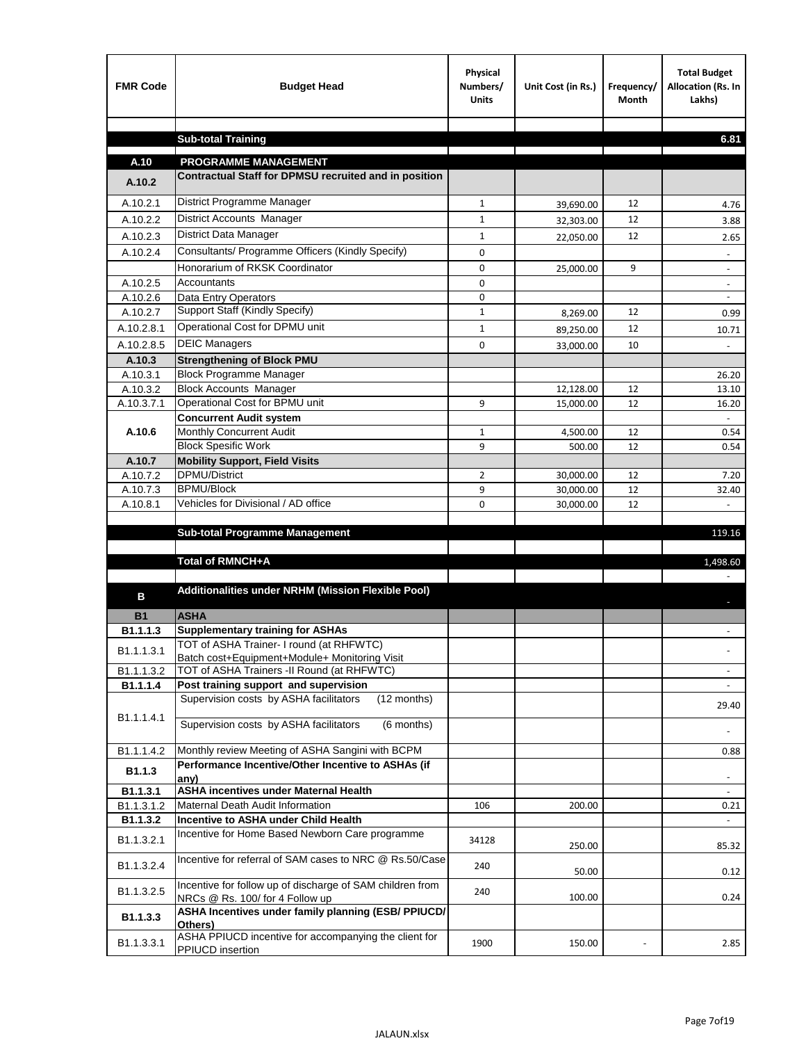| FMR Code | Budget Head | Physical Numbers/ Units | Unit Cost (in Rs.) | Frequency/ Month | Total Budget Allocation (Rs. In Lakhs) |
|---|---|---|---|---|---|
| | | | | | |
| | **Sub-total Training** | | | | **6.81** |
| **A.10** | **PROGRAMME MANAGEMENT** | | | | |
| **A.10.2** | **Contractual Staff for DPMSU recruited and in position** | | | | |
| A.10.2.1 | District Programme Manager | 1 | 39,690.00 | 12 | 4.76 |
| A.10.2.2 | District Accounts Manager | 1 | 32,303.00 | 12 | 3.88 |
| A.10.2.3 | District Data Manager | 1 | 22,050.00 | 12 | 2.65 |
| A.10.2.4 | Consultants/ Programme Officers (Kindly Specify) | 0 | | | - |
| | Honorarium of RKSK Coordinator | 0 | 25,000.00 | 9 | - |
| A.10.2.5 | Accountants | 0 | | | - |
| A.10.2.6 | Data Entry Operators | 0 | | | - |
| A.10.2.7 | Support Staff (Kindly Specify) | 1 | 8,269.00 | 12 | 0.99 |
| A.10.2.8.1 | Operational Cost for DPMU unit | 1 | 89,250.00 | 12 | 10.71 |
| A.10.2.8.5 | DEIC Managers | 0 | 33,000.00 | 10 | - |
| **A.10.3** | **Strengthening of Block PMU** | | | | |
| A.10.3.1 | Block Programme Manager | | | | 26.20 |
| A.10.3.2 | Block Accounts Manager | | 12,128.00 | 12 | 13.10 |
| A.10.3.7.1 | Operational Cost for BPMU unit | 9 | 15,000.00 | 12 | 16.20 |
| **A.10.6** | **Concurrent Audit system** | | | | - |
| | Monthly Concurrent Audit | 1 | 4,500.00 | 12 | 0.54 |
| | Block Spesific Work | 9 | 500.00 | 12 | 0.54 |
| **A.10.7** | **Mobility Support, Field Visits** | | | | |
| A.10.7.2 | DPMU/District | 2 | 30,000.00 | 12 | 7.20 |
| A.10.7.3 | BPMU/Block | 9 | 30,000.00 | 12 | 32.40 |
| A.10.8.1 | Vehicles for Divisional / AD office | 0 | 30,000.00 | 12 | - |
| | | | | | |
| | **Sub-total Programme Management** | | | | 119.16 |
| | | | | | |
| | **Total of RMNCH+A** | | | | 1,498.60 |
| | | | | | - |
| **B** | **Additionalities under NRHM (Mission Flexible Pool)** | | | | - |
| **B1** | **ASHA** | | | | |
| **B1.1.1.3** | **Supplementary training for ASHAs** | | | | - |
| B1.1.1.3.1 | TOT of ASHA Trainer- I round (at RHFWTC) Batch cost+Equipment+Module+ Monitoring Visit | | | | - |
| B1.1.1.3.2 | TOT of ASHA Trainers -II Round (at RHFWTC) | | | | - |
| **B1.1.1.4** | **Post training support and supervision** | | | | - |
| B1.1.1.4.1 | Supervision costs by ASHA facilitators (12 months) | | | | 29.40 |
| | Supervision costs by ASHA facilitators (6 months) | | | | - |
| B1.1.1.4.2 | Monthly review Meeting of ASHA Sangini with BCPM | | | | 0.88 |
| **B1.1.3** | **Performance Incentive/Other Incentive to ASHAs (if any)** | | | | - |
| **B1.1.3.1** | **ASHA incentives under Maternal Health** | | | | - |
| B1.1.3.1.2 | Maternal Death Audit Information | 106 | 200.00 | | 0.21 |
| **B1.1.3.2** | **Incentive to ASHA under Child Health** | | | | - |
| B1.1.3.2.1 | Incentive for Home Based Newborn Care programme | 34128 | 250.00 | | 85.32 |
| B1.1.3.2.4 | Incentive for referral of SAM cases to NRC @ Rs.50/Case | 240 | 50.00 | | 0.12 |
| B1.1.3.2.5 | Incentive for follow up of discharge of SAM children from NRCs @ Rs. 100/ for 4 Follow up | 240 | 100.00 | | 0.24 |
| **B1.1.3.3** | **ASHA Incentives under family planning (ESB/ PPIUCD/ Others)** | | | | |
| B1.1.3.3.1 | ASHA PPIUCD incentive for accompanying the client for PPIUCD insertion | 1900 | 150.00 | - | 2.85 |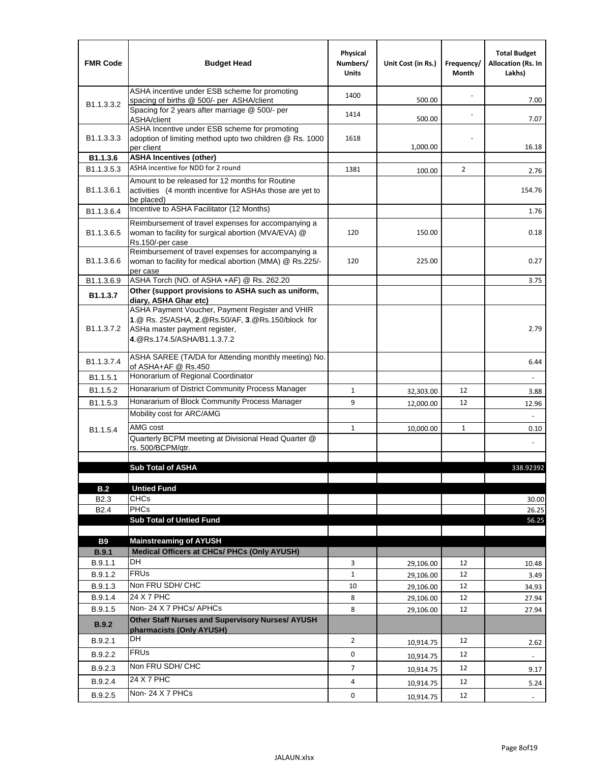| FMR Code | Budget Head | Physical Numbers/ Units | Unit Cost (in Rs.) | Frequency/ Month | Total Budget Allocation (Rs. In Lakhs) |
|---|---|---|---|---|---|
| B1.1.3.3.2 | ASHA incentive under ESB scheme for promoting spacing of births @ 500/- per ASHA/client | 1400 | 500.00 | - | 7.00 |
| | Spacing for 2 years after marriage @ 500/- per ASHA/client | 1414 | 500.00 | - | 7.07 |
| B1.1.3.3.3 | ASHA Incentive under ESB scheme for promoting adoption of limiting method upto two children @ Rs. 1000 per client | 1618 | 1,000.00 | - | 16.18 |
| **B1.1.3.6** | **ASHA Incentives (other)** | | | | |
| B1.1.3.5.3 | ASHA incentive for NDD for 2 round | 1381 | 100.00 | 2 | 2.76 |
| B1.1.3.6.1 | Amount to be released for 12 months for Routine activities (4 month incentive for ASHAs those are yet to be placed) | | | | 154.76 |
| B1.1.3.6.4 | Incentive to ASHA Facilitator (12 Months) | | | | 1.76 |
| B1.1.3.6.5 | Reimbursement of travel expenses for accompanying a woman to facility for surgical abortion (MVA/EVA) @ Rs.150/-per case | 120 | 150.00 | | 0.18 |
| B1.1.3.6.6 | Reimbursement of travel expenses for accompanying a woman to facility for medical abortion (MMA) @ Rs.225/- per case | 120 | 225.00 | | 0.27 |
| B1.1.3.6.9 | ASHA Torch (NO. of ASHA +AF) @ Rs. 262.20 | | | | 3.75 |
| **B1.1.3.7** | **Other (support provisions to ASHA such as uniform, diary, ASHA Ghar etc)** | | | | |
| B1.1.3.7.2 | ASHA Payment Voucher, Payment Register and VHIR **1**.@ Rs. 25/ASHA, **2**.@Rs.50/AF, **3**.@Rs.150/block for ASHa master payment register, **4**.@Rs.174.5/ASHA/B1.1.3.7.2 | | | | 2.79 |
| B1.1.3.7.4 | ASHA SAREE (TA/DA for Attending monthly meeting) No. of ASHA+AF @ Rs.450 | | | | 6.44 |
| B1.1.5.1 | Honorarium of Regional Coordinator | | | | - |
| B1.1.5.2 | Honararium of District Community Process Manager | 1 | 32,303.00 | 12 | 3.88 |
| B1.1.5.3 | Honararium of Block Community Process Manager | 9 | 12,000.00 | 12 | 12.96 |
| B1.1.5.4 | Mobility cost for ARC/AMG | | | | - |
| | AMG cost | 1 | 10,000.00 | 1 | 0.10 |
| | Quarterly BCPM meeting at Divisional Head Quarter @ rs. 500/BCPM/qtr. | | | | - |
| | | | | | |
| | **Sub Total of ASHA** | | | | 338.92392 |
| | | | | | |
| **B.2** | **Untied Fund** | | | | |
| B2.3 | CHCs | | | | 30.00 |
| B2.4 | PHCs | | | | 26.25 |
| | **Sub Total of Untied Fund** | | | | 56.25 |
| | | | | | |
| **B9** | **Mainstreaming of AYUSH** | | | | |
| **B.9.1** | **Medical Officers at CHCs/ PHCs (Only AYUSH)** | | | | |
| B.9.1.1 | DH | 3 | 29,106.00 | 12 | 10.48 |
| B.9.1.2 | FRUs | 1 | 29,106.00 | 12 | 3.49 |
| B.9.1.3 | Non FRU SDH/ CHC | 10 | 29,106.00 | 12 | 34.93 |
| B.9.1.4 | 24 X 7 PHC | 8 | 29,106.00 | 12 | 27.94 |
| B.9.1.5 | Non- 24 X 7 PHCs/ APHCs | 8 | 29,106.00 | 12 | 27.94 |
| **B.9.2** | **Other Staff Nurses and Supervisory Nurses/ AYUSH pharmacists (Only AYUSH)** | | | | |
| B.9.2.1 | DH | 2 | 10,914.75 | 12 | 2.62 |
| B.9.2.2 | FRUs | 0 | 10,914.75 | 12 | - |
| B.9.2.3 | Non FRU SDH/ CHC | 7 | 10,914.75 | 12 | 9.17 |
| B.9.2.4 | 24 X 7 PHC | 4 | 10,914.75 | 12 | 5.24 |
| B.9.2.5 | Non- 24 X 7 PHCs | 0 | 10,914.75 | 12 | - |

JALAUN.xlsx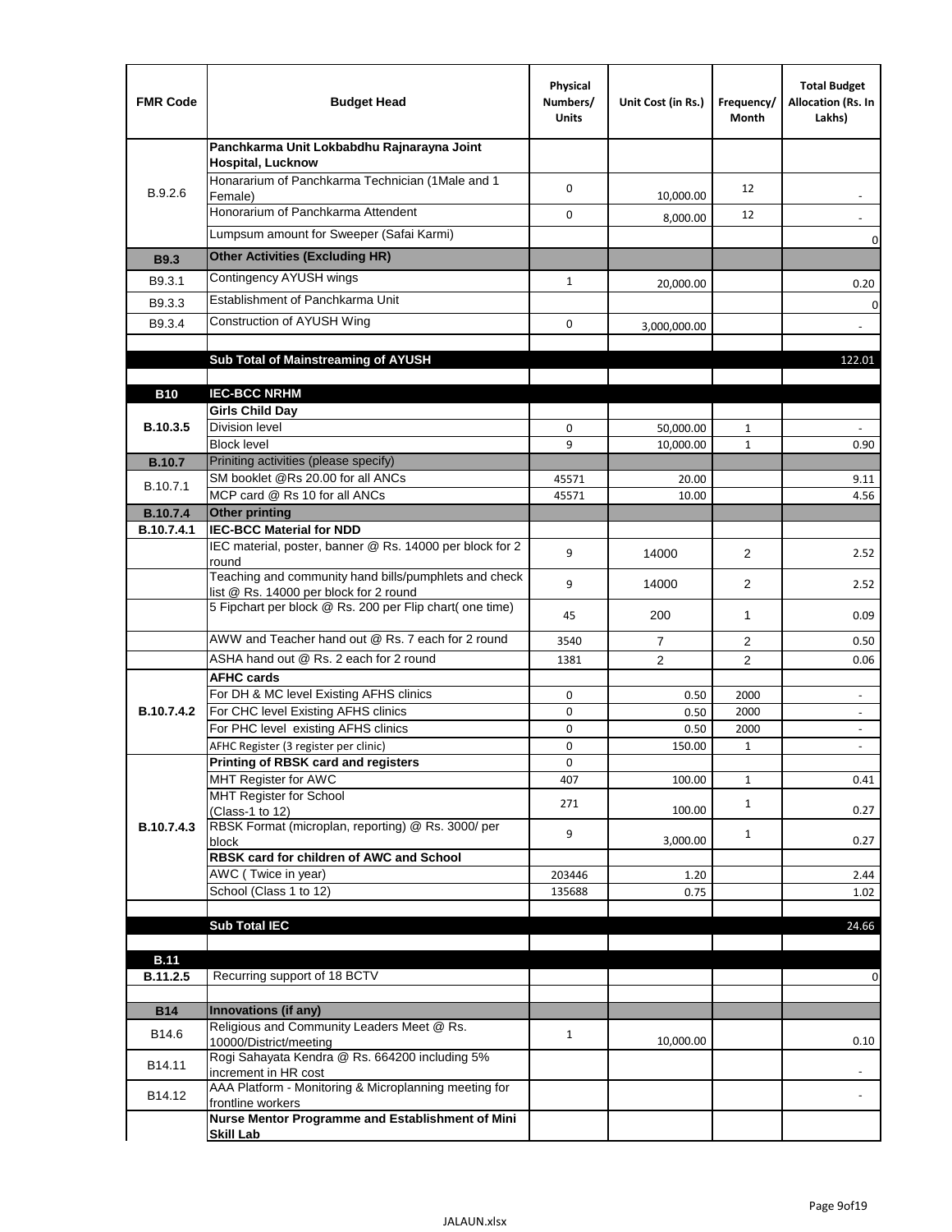| FMR Code | Budget Head | Physical Numbers/ Units | Unit Cost (in Rs.) | Frequency/ Month | Total Budget Allocation (Rs. In Lakhs) |
|---|---|---|---|---|---|
| B.9.2.6 | **Panchkarma Unit Lokbabdhu Rajnarayna Joint Hospital, Lucknow** | | | | |
| | Honararium of Panchkarma Technician (1Male and 1 Female) | 0 | 10,000.00 | 12 | - |
| | Honorarium of Panchkarma Attendent | 0 | 8,000.00 | 12 | - |
| | Lumpsum amount for Sweeper (Safai Karmi) | | | | 0 |
| **B9.3** | **Other Activities (Excluding HR)** | | | | |
| B9.3.1 | Contingency AYUSH wings | 1 | 20,000.00 | | 0.20 |
| B9.3.3 | Establishment of Panchkarma Unit | | | | 0 |
| B9.3.4 | Construction of AYUSH Wing | 0 | 3,000,000.00 | | - |
| | | | | | |
| | **Sub Total of Mainstreaming of AYUSH** | | | | 122.01 |
| | | | | | |
| **B10** | **IEC-BCC NRHM** | | | | |
| **B.10.3.5** | **Girls Child Day** | | | | |
| | Division level | 0 | 50,000.00 | 1 | - |
| | Block level | 9 | 10,000.00 | 1 | 0.90 |
| **B.10.7** | Priniting activities (please specify) | | | | |
| B.10.7.1 | SM booklet @Rs 20.00 for all ANCs | 45571 | 20.00 | | 9.11 |
| | MCP card @ Rs 10 for all ANCs | 45571 | 10.00 | | 4.56 |
| **B.10.7.4** | **Other printing** | | | | |
| **B.10.7.4.1** | **IEC-BCC Material for NDD** | | | | |
| | IEC material, poster, banner @ Rs. 14000 per block for 2 round | 9 | 14000 | 2 | 2.52 |
| | Teaching and community hand bills/pumphlets and check list @ Rs. 14000 per block for 2 round | 9 | 14000 | 2 | 2.52 |
| | 5 Fipchart per block @ Rs. 200 per Flip chart( one time) | 45 | 200 | 1 | 0.09 |
| | AWW and Teacher hand out @ Rs. 7 each for 2 round | 3540 | 7 | 2 | 0.50 |
| | ASHA hand out @ Rs. 2 each for 2 round | 1381 | 2 | 2 | 0.06 |
| **B.10.7.4.2** | **AFHC cards** | | | | |
| | For DH & MC level Existing AFHS clinics | 0 | 0.50 | 2000 | - |
| | For CHC level Existing AFHS clinics | 0 | 0.50 | 2000 | - |
| | For PHC level existing AFHS clinics | 0 | 0.50 | 2000 | - |
| | AFHC Register (3 register per clinic) | 0 | 150.00 | 1 | - |
| **B.10.7.4.3** | **Printing of RBSK card and registers** | 0 | | | |
| | MHT Register for AWC | 407 | 100.00 | 1 | 0.41 |
| | MHT Register for School (Class-1 to 12) | 271 | 100.00 | 1 | 0.27 |
| | RBSK Format (microplan, reporting) @ Rs. 3000/ per block | 9 | 3,000.00 | 1 | 0.27 |
| | **RBSK card for children of AWC and School** | | | | |
| | AWC ( Twice in year) | 203446 | 1.20 | | 2.44 |
| | School (Class 1 to 12) | 135688 | 0.75 | | 1.02 |
| | | | | | |
| | **Sub Total IEC** | | | | 24.66 |
| | | | | | |
| **B.11** | | | | | |
| **B.11.2.5** | Recurring support of 18 BCTV | | | | 0 |
| | | | | | |
| **B14** | **Innovations (if any)** | | | | |
| B14.6 | Religious and Community Leaders Meet @ Rs. 10000/District/meeting | 1 | 10,000.00 | | 0.10 |
| B14.11 | Rogi Sahayata Kendra @ Rs. 664200 including 5% increment in HR cost | | | | - |
| B14.12 | AAA Platform - Monitoring & Microplanning meeting for frontline workers | | | | - |
| | **Nurse Mentor Programme and Establishment of Mini Skill Lab** | | | | |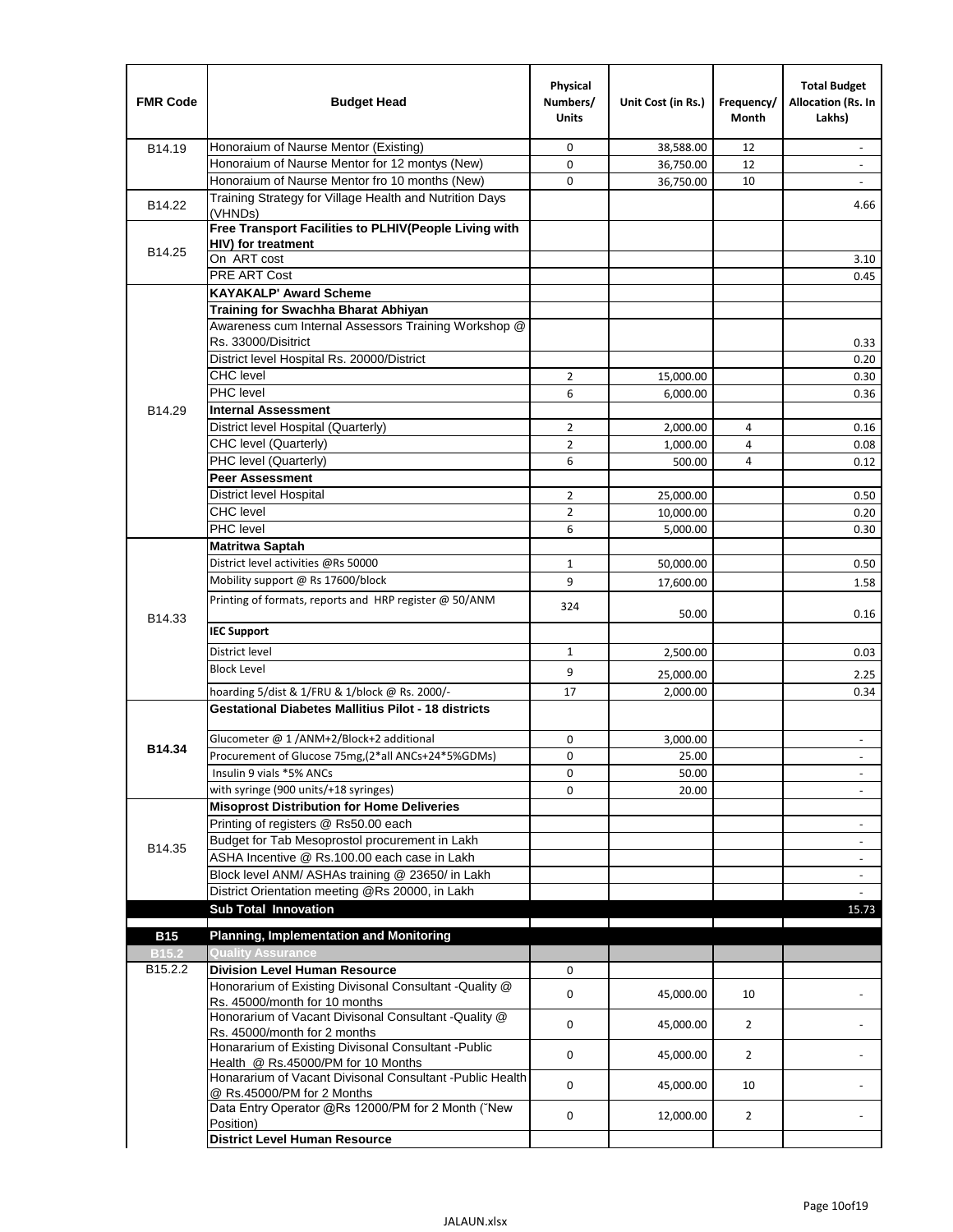| FMR Code | Budget Head | Physical Numbers/ Units | Unit Cost (in Rs.) | Frequency/ Month | Total Budget Allocation (Rs. In Lakhs) |
|---|---|---|---|---|---|
| B14.19 | Honoraium of Naurse Mentor (Existing) | 0 | 38,588.00 | 12 | - |
| | Honoraium of Naurse Mentor for 12 montys (New) | 0 | 36,750.00 | 12 | - |
| | Honoraium of Naurse Mentor fro 10 months (New) | 0 | 36,750.00 | 10 | - |
| B14.22 | Training Strategy for Village Health and Nutrition Days (VHNDs) | | | | 4.66 |
| B14.25 | **Free Transport Facilities to PLHIV(People Living with HIV) for treatment** | | | | |
| | On ART cost | | | | 3.10 |
| | PRE ART Cost | | | | 0.45 |
| B14.29 | **KAYAKALP' Award Scheme** | | | | |
| | **Training for Swachha Bharat Abhiyan** | | | | |
| | Awareness cum Internal Assessors Training Workshop @ Rs. 33000/Disitrict | | | | 0.33 |
| | District level Hospital Rs. 20000/District | | | | 0.20 |
| | CHC level | 2 | 15,000.00 | | 0.30 |
| | PHC level | 6 | 6,000.00 | | 0.36 |
| | **Internal Assessment** | | | | |
| | District level Hospital (Quarterly) | 2 | 2,000.00 | 4 | 0.16 |
| | CHC level (Quarterly) | 2 | 1,000.00 | 4 | 0.08 |
| | PHC level (Quarterly) | 6 | 500.00 | 4 | 0.12 |
| | **Peer Assessment** | | | | |
| | District level Hospital | 2 | 25,000.00 | | 0.50 |
| | CHC level | 2 | 10,000.00 | | 0.20 |
| | PHC level | 6 | 5,000.00 | | 0.30 |
| B14.33 | **Matritwa Saptah** | | | | |
| | District level activities @Rs 50000 | 1 | 50,000.00 | | 0.50 |
| | Mobility support @ Rs 17600/block | 9 | 17,600.00 | | 1.58 |
| | Printing of formats, reports and HRP register @ 50/ANM | 324 | 50.00 | | 0.16 |
| | **IEC Support** | | | | |
| | District level | 1 | 2,500.00 | | 0.03 |
| | Block Level | 9 | 25,000.00 | | 2.25 |
| | hoarding 5/dist & 1/FRU & 1/block @ Rs. 2000/- | 17 | 2,000.00 | | 0.34 |
| **B14.34** | **Gestational Diabetes Mallitius Pilot - 18 districts** | | | | |
| | Glucometer @ 1 /ANM+2/Block+2 additional | 0 | 3,000.00 | | - |
| | Procurement of Glucose 75mg,(2*all ANCs+24*5%GDMs) | 0 | 25.00 | | - |
| | Insulin 9 vials *5% ANCs | 0 | 50.00 | | - |
| | with syringe (900 units/+18 syringes) | 0 | 20.00 | | - |
| B14.35 | **Misoprost Distribution for Home Deliveries** | | | | |
| | Printing of registers @ Rs50.00 each | | | | - |
| | Budget for Tab Mesoprostol procurement in Lakh | | | | - |
| | ASHA Incentive @ Rs.100.00 each case in Lakh | | | | - |
| | Block level ANM/ ASHAs training @ 23650/ in Lakh | | | | - |
| | District Orientation meeting @Rs 20000, in Lakh | | | | - |
| | **Sub Total Innovation** | | | | 15.73 |
| **B15** | **Planning, Implementation and Monitoring** | | | | |
| **B15.2** | **Quality Assurance** | | | | |
| B15.2.2 | **Division Level Human Resource** | 0 | | | |
| | Honorarium of Existing Divisonal Consultant -Quality @ Rs. 45000/month for 10 months | 0 | 45,000.00 | 10 | - |
| | Honorarium of Vacant Divisonal Consultant -Quality @ Rs. 45000/month for 2 months | 0 | 45,000.00 | 2 | - |
| | Honararium of Existing Divisonal Consultant -Public Health @ Rs.45000/PM for 10 Months | 0 | 45,000.00 | 2 | - |
| | Honararium of Vacant Divisonal Consultant -Public Health @ Rs.45000/PM for 2 Months | 0 | 45,000.00 | 10 | - |
| | Data Entry Operator @Rs 12000/PM for 2 Month (˜New Position) | 0 | 12,000.00 | 2 | - |
| | **District Level Human Resource** | | | | |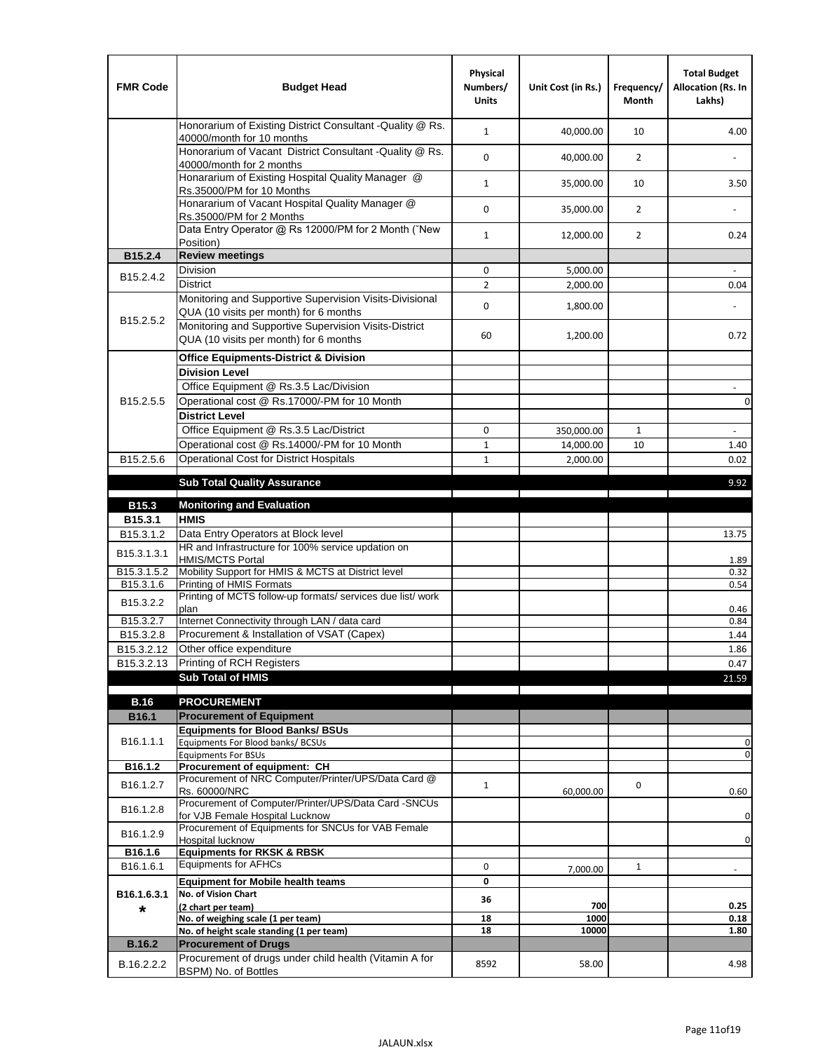| FMR Code | Budget Head | Physical Numbers/ Units | Unit Cost (in Rs.) | Frequency/ Month | Total Budget Allocation (Rs. In Lakhs) |
|---|---|---|---|---|---|
| | Honorarium of Existing District Consultant -Quality @ Rs. 40000/month for 10 months | 1 | 40,000.00 | 10 | 4.00 |
| | Honorarium of Vacant District Consultant -Quality @ Rs. 40000/month for 2 months | 0 | 40,000.00 | 2 | - |
| | Honararium of Existing Hospital Quality Manager @ Rs.35000/PM for 10 Months | 1 | 35,000.00 | 10 | 3.50 |
| | Honararium of Vacant Hospital Quality Manager @ Rs.35000/PM for 2 Months | 0 | 35,000.00 | 2 | - |
| | Data Entry Operator @ Rs 12000/PM for 2 Month (˜New Position) | 1 | 12,000.00 | 2 | 0.24 |
| **B15.2.4** | **Review meetings** | | | | |
| B15.2.4.2 | Division | 0 | 5,000.00 | | - |
| | District | 2 | 2,000.00 | | 0.04 |
| B15.2.5.2 | Monitoring and Supportive Supervision Visits-Divisional QUA (10 visits per month) for 6 months | 0 | 1,800.00 | | - |
| | Monitoring and Supportive Supervision Visits-District QUA (10 visits per month) for 6 months | 60 | 1,200.00 | | 0.72 |
| B15.2.5.5 | **Office Equipments-District & Division** | | | | |
| | **Division Level** | | | | |
| | Office Equipment @ Rs.3.5 Lac/Division | | | | - |
| | Operational cost @ Rs.17000/-PM for 10 Month | | | | 0 |
| | **District Level** | | | | |
| | Office Equipment @ Rs.3.5 Lac/District | 0 | 350,000.00 | 1 | - |
| | Operational cost @ Rs.14000/-PM for 10 Month | 1 | 14,000.00 | 10 | 1.40 |
| B15.2.5.6 | Operational Cost for District Hospitals | 1 | 2,000.00 | | 0.02 |
| | **Sub Total Quality Assurance** | | | | 9.92 |
| **B15.3** | **Monitoring and Evaluation** | | | | |
| **B15.3.1** | **HMIS** | | | | |
| B15.3.1.2 | Data Entry Operators at Block level | | | | 13.75 |
| B15.3.1.3.1 | HR and Infrastructure for 100% service updation on HMIS/MCTS Portal | | | | 1.89 |
| B15.3.1.5.2 | Mobility Support for HMIS & MCTS at District level | | | | 0.32 |
| B15.3.1.6 | Printing of HMIS Formats | | | | 0.54 |
| B15.3.2.2 | Printing of MCTS follow-up formats/ services due list/ work plan | | | | 0.46 |
| B15.3.2.7 | Internet Connectivity through LAN / data card | | | | 0.84 |
| B15.3.2.8 | Procurement & Installation of VSAT (Capex) | | | | 1.44 |
| B15.3.2.12 | Other office expenditure | | | | 1.86 |
| B15.3.2.13 | Printing of RCH Registers | | | | 0.47 |
| | **Sub Total of HMIS** | | | | 21.59 |
| **B.16** | **PROCUREMENT** | | | | |
| **B16.1** | **Procurement of Equipment** | | | | |
| B16.1.1.1 | **Equipments for Blood Banks/ BSUs** | | | | |
| | Equipments For Blood banks/ BCSUs | | | | 0 |
| | Equipments For BSUs | | | | 0 |
| **B16.1.2** | **Procurement of equipment: CH** | | | | |
| B16.1.2.7 | Procurement of NRC Computer/Printer/UPS/Data Card @ Rs. 60000/NRC | 1 | 60,000.00 | 0 | 0.60 |
| B16.1.2.8 | Procurement of Computer/Printer/UPS/Data Card -SNCUs for VJB Female Hospital Lucknow | | | | 0 |
| B16.1.2.9 | Procurement of Equipments for SNCUs for VAB Female Hospital lucknow | | | | 0 |
| **B16.1.6** | **Equipments for RKSK & RBSK** | | | | |
| B16.1.6.1 | Equipments for AFHCs | 0 | 7,000.00 | 1 | - |
| **B16.1.6.3.1 *** | **Equipment for Mobile health teams** | **0** | | | |
| | **No. of Vision Chart (2 chart per team)** | **36** | **700** | | **0.25** |
| | **No. of weighing scale (1 per team)** | **18** | **1000** | | **0.18** |
| | **No. of height scale standing (1 per team)** | **18** | **10000** | | **1.80** |
| **B.16.2** | **Procurement of Drugs** | | | | |
| B.16.2.2.2 | Procurement of drugs under child health (Vitamin A for BSPM) No. of Bottles | 8592 | 58.00 | | 4.98 |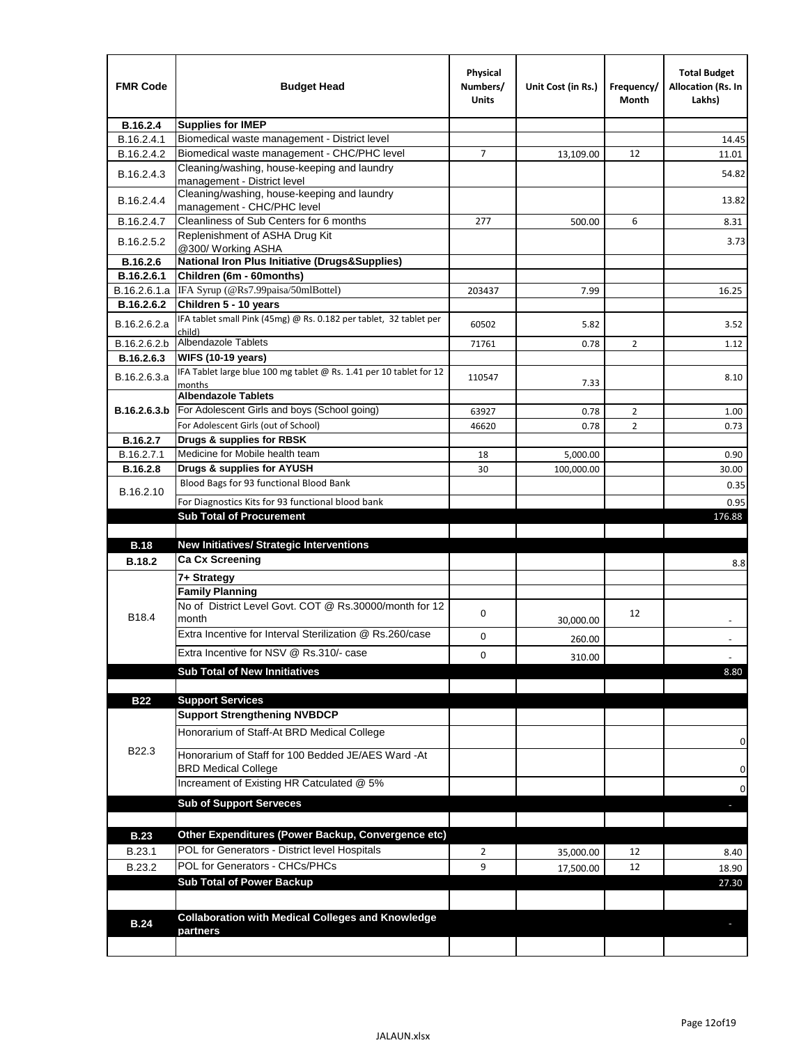| FMR Code | Budget Head | Physical Numbers/ Units | Unit Cost (in Rs.) | Frequency/ Month | Total Budget Allocation (Rs. In Lakhs) |
|---|---|---|---|---|---|
| **B.16.2.4** | **Supplies for IMEP** | | | | |
| B.16.2.4.1 | Biomedical waste management - District level | | | | 14.45 |
| B.16.2.4.2 | Biomedical waste management - CHC/PHC level | 7 | 13,109.00 | 12 | 11.01 |
| B.16.2.4.3 | Cleaning/washing, house-keeping and laundry management - District level | | | | 54.82 |
| B.16.2.4.4 | Cleaning/washing, house-keeping and laundry management - CHC/PHC level | | | | 13.82 |
| B.16.2.4.7 | Cleanliness of Sub Centers for 6 months | 277 | 500.00 | 6 | 8.31 |
| B.16.2.5.2 | Replenishment of ASHA Drug Kit @300/ Working ASHA | | | | 3.73 |
| **B.16.2.6** | **National Iron Plus Initiative (Drugs&Supplies)** | | | | |
| **B.16.2.6.1** | **Children (6m - 60months)** | | | | |
| B.16.2.6.1.a | IFA Syrup (@Rs7.99paisa/50mlBottel) | 203437 | 7.99 | | 16.25 |
| **B.16.2.6.2** | **Children 5 - 10 years** | | | | |
| B.16.2.6.2.a | IFA tablet small Pink (45mg) @ Rs. 0.182 per tablet, 32 tablet per child) | 60502 | 5.82 | | 3.52 |
| B.16.2.6.2.b | Albendazole Tablets | 71761 | 0.78 | 2 | 1.12 |
| **B.16.2.6.3** | **WIFS (10-19 years)** | | | | |
| B.16.2.6.3.a | IFA Tablet large blue 100 mg tablet @ Rs. 1.41 per 10 tablet for 12 months | 110547 | 7.33 | | 8.10 |
| **B.16.2.6.3.b** | **Albendazole Tablets** | | | | |
| | For Adolescent Girls and boys (School going) | 63927 | 0.78 | 2 | 1.00 |
| | For Adolescent Girls (out of School) | 46620 | 0.78 | 2 | 0.73 |
| **B.16.2.7** | **Drugs & supplies for RBSK** | | | | |
| B.16.2.7.1 | Medicine for Mobile health team | 18 | 5,000.00 | | 0.90 |
| **B.16.2.8** | **Drugs & supplies for AYUSH** | 30 | 100,000.00 | | 30.00 |
| B.16.2.10 | Blood Bags for 93 functional Blood Bank | | | | 0.35 |
| | For Diagnostics Kits for 93 functional blood bank | | | | 0.95 |
| | **Sub Total of Procurement** | | | | 176.88 |
| | | | | | |
| **B.18** | **New Initiatives/ Strategic Interventions** | | | | |
| **B.18.2** | **Ca Cx Screening** | | | | 8.8 |
| B18.4 | **7+ Strategy** | | | | |
| | **Family Planning** | | | | |
| | No of District Level Govt. COT @ Rs.30000/month for 12 month | 0 | 30,000.00 | 12 | - |
| | Extra Incentive for Interval Sterilization @ Rs.260/case | 0 | 260.00 | | - |
| | Extra Incentive for NSV @ Rs.310/- case | 0 | 310.00 | | - |
| | **Sub Total of New Innitiatives** | | | | 8.80 |
| | | | | | |
| **B22** | **Support Services** | | | | |
| B22.3 | **Support Strengthening NVBDCP** | | | | |
| | Honorarium of Staff-At BRD Medical College | | | | 0 |
| | Honorarium of Staff for 100 Bedded JE/AES Ward -At BRD Medical College | | | | 0 |
| | Increament of Existing HR Catculated @ 5% | | | | 0 |
| | **Sub of Support Serveces** | | | | - |
| | | | | | |
| **B.23** | **Other Expenditures (Power Backup, Convergence etc)** | | | | |
| B.23.1 | POL for Generators - District level Hospitals | 2 | 35,000.00 | 12 | 8.40 |
| B.23.2 | POL for Generators - CHCs/PHCs | 9 | 17,500.00 | 12 | 18.90 |
| | **Sub Total of Power Backup** | | | | 27.30 |
| | | | | | |
| **B.24** | **Collaboration with Medical Colleges and Knowledge partners** | | | | - |
| | | | | | |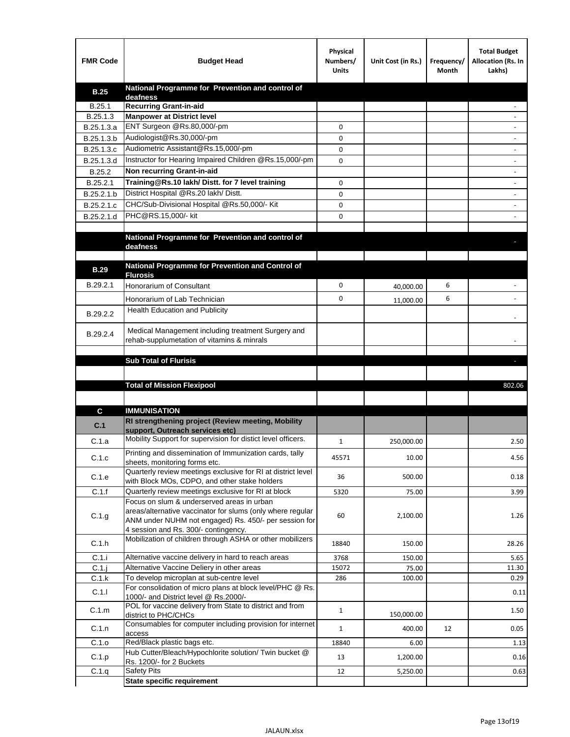| FMR Code | Budget Head | Physical Numbers/ Units | Unit Cost (in Rs.) | Frequency/ Month | Total Budget Allocation (Rs. In Lakhs) |
|---|---|---|---|---|---|
| **B.25** | **National Programme for Prevention and control of deafness** | | | | |
| B.25.1 | **Recurring Grant-in-aid** | | | | - |
| B.25.1.3 | **Manpower at District level** | | | | - |
| B.25.1.3.a | ENT Surgeon @Rs.80,000/-pm | 0 | | | - |
| B.25.1.3.b | Audiologist@Rs.30,000/-pm | 0 | | | - |
| B.25.1.3.c | Audiometric Assistant@Rs.15,000/-pm | 0 | | | - |
| B.25.1.3.d | Instructor for Hearing Impaired Children @Rs.15,000/-pm | 0 | | | - |
| B.25.2 | **Non recurring Grant-in-aid** | | | | - |
| B.25.2.1 | **Training@Rs.10 lakh/ Distt. for 7 level training** | 0 | | | - |
| B.25.2.1.b | District Hospital @Rs.20 lakh/ Distt. | 0 | | | - |
| B.25.2.1.c | CHC/Sub-Divisional Hospital @Rs.50,000/- Kit | 0 | | | - |
| B.25.2.1.d | PHC@RS.15,000/- kit | 0 | | | - |
| | | | | | |
| | **National Programme for Prevention and control of deafness** | | | | - |
| | | | | | |
| **B.29** | **National Programme for Prevention and Control of Flurosis** | | | | |
| B.29.2.1 | Honorarium of Consultant | 0 | 40,000.00 | 6 | - |
| | Honorarium of Lab Technician | 0 | 11,000.00 | 6 | - |
| B.29.2.2 | Health Education and Publicity | | | | - |
| B.29.2.4 | Medical Management including treatment Surgery and rehab-supplumetation of vitamins & minrals | | | | - |
| | | | | | |
| | **Sub Total of Flurisis** | | | | - |
| | | | | | |
| | **Total of Mission Flexipool** | | | | 802.06 |
| | | | | | |
| **C** | **IMMUNISATION** | | | | |
| **C.1** | **RI strengthening project (Review meeting, Mobility support, Outreach services etc)** | | | | |
| C.1.a | Mobility Support for supervision for distict level officers. | 1 | 250,000.00 | | 2.50 |
| C.1.c | Printing and dissemination of Immunization cards, tally sheets, monitoring forms etc. | 45571 | 10.00 | | 4.56 |
| C.1.e | Quarterly review meetings exclusive for RI at district level with Block MOs, CDPO, and other stake holders | 36 | 500.00 | | 0.18 |
| C.1.f | Quarterly review meetings exclusive for RI at block | 5320 | 75.00 | | 3.99 |
| C.1.g | Focus on slum & underserved areas in urban areas/alternative vaccinator for slums (only where regular ANM under NUHM not engaged) Rs. 450/- per session for 4 session and Rs. 300/- contingency. | 60 | 2,100.00 | | 1.26 |
| C.1.h | Mobilization of children through ASHA or other mobilizers | 18840 | 150.00 | | 28.26 |
| C.1.i | Alternative vaccine delivery in hard to reach areas | 3768 | 150.00 | | 5.65 |
| C.1.j | Alternative Vaccine Deliery in other areas | 15072 | 75.00 | | 11.30 |
| C.1.k | To develop microplan at sub-centre level | 286 | 100.00 | | 0.29 |
| C.1.l | For consolidation of micro plans at block level/PHC @ Rs. 1000/- and District level @ Rs.2000/- | | | | 0.11 |
| C.1.m | POL for vaccine delivery from State to district and from district to PHC/CHCs | 1 | 150,000.00 | | 1.50 |
| C.1.n | Consumables for computer including provision for internet access | 1 | 400.00 | 12 | 0.05 |
| C.1.o | Red/Black plastic bags etc. | 18840 | 6.00 | | 1.13 |
| C.1.p | Hub Cutter/Bleach/Hypochlorite solution/ Twin bucket @ Rs. 1200/- for 2 Buckets | 13 | 1,200.00 | | 0.16 |
| C.1.q | Safety Pits | 12 | 5,250.00 | | 0.63 |
| | **State specific requirement** | | | | |

JALAUN.xlsx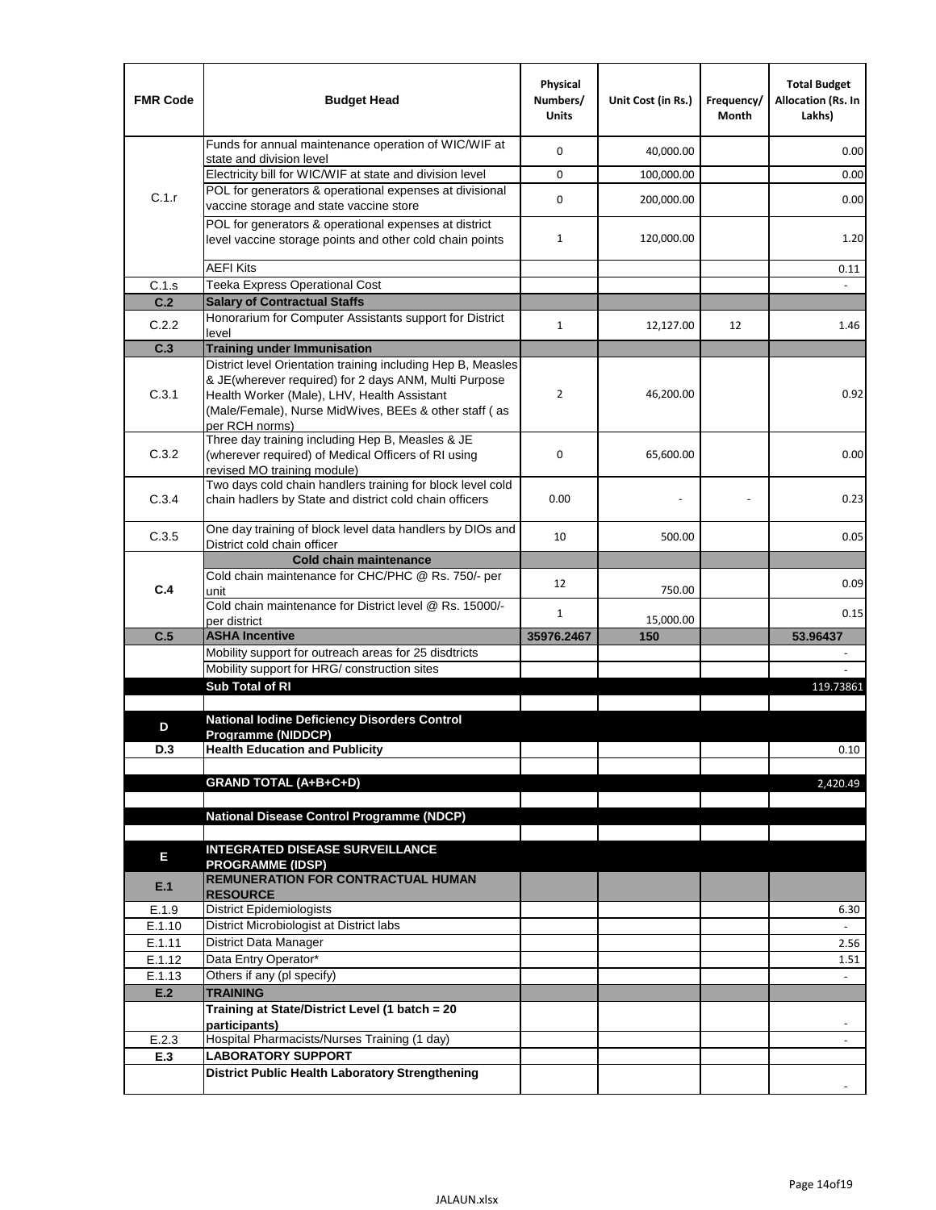| FMR Code | Budget Head | Physical Numbers/ Units | Unit Cost (in Rs.) | Frequency/ Month | Total Budget Allocation (Rs. In Lakhs) |
|---|---|---|---|---|---|
| C.1.r | Funds for annual maintenance operation of WIC/WIF at state and division level | 0 | 40,000.00 | | 0.00 |
| | Electricity bill for WIC/WIF at state and division level | 0 | 100,000.00 | | 0.00 |
| | POL for generators & operational expenses at divisional vaccine storage and state vaccine store | 0 | 200,000.00 | | 0.00 |
| | POL for generators & operational expenses at district level vaccine storage points and other cold chain points | 1 | 120,000.00 | | 1.20 |
| | AEFI Kits | | | | 0.11 |
| C.1.s | Teeka Express Operational Cost | | | | - |
| **C.2** | **Salary of Contractual Staffs** | | | | |
| C.2.2 | Honorarium for Computer Assistants support for District level | 1 | 12,127.00 | 12 | 1.46 |
| **C.3** | **Training under Immunisation** | | | | |
| C.3.1 | District level Orientation training including Hep B, Measles & JE(wherever required) for 2 days ANM, Multi Purpose Health Worker (Male), LHV, Health Assistant (Male/Female), Nurse MidWives, BEEs & other staff ( as per RCH norms) | 2 | 46,200.00 | | 0.92 |
| C.3.2 | Three day training including Hep B, Measles & JE (wherever required) of Medical Officers of RI using revised MO training module) | 0 | 65,600.00 | | 0.00 |
| C.3.4 | Two days cold chain handlers training for block level cold chain hadlers by State and district cold chain officers | 0.00 | - | - | 0.23 |
| C.3.5 | One day training of block level data handlers by DIOs and District cold chain officer | 10 | 500.00 | | 0.05 |
| **C.4** | **Cold chain maintenance** | | | | |
| | Cold chain maintenance for CHC/PHC @ Rs. 750/- per unit | 12 | 750.00 | | 0.09 |
| | Cold chain maintenance for District level @ Rs. 15000/- per district | 1 | 15,000.00 | | 0.15 |
| **C.5** | **ASHA Incentive** | **35976.2467** | **150** | | **53.96437** |
| | Mobility support for outreach areas for 25 disdtricts | | | | - |
| | Mobility support for HRG/ construction sites | | | | - |
| | **Sub Total of RI** | | | | 119.73861 |
| | | | | | |
| **D** | **National Iodine Deficiency Disorders Control Programme (NIDDCP)** | | | | |
| **D.3** | **Health Education and Publicity** | | | | 0.10 |
| | | | | | |
| | **GRAND TOTAL (A+B+C+D)** | | | | 2,420.49 |
| | | | | | |
| | **National Disease Control Programme (NDCP)** | | | | |
| | | | | | |
| **E** | **INTEGRATED DISEASE SURVEILLANCE PROGRAMME (IDSP)** | | | | |
| **E.1** | **REMUNERATION FOR CONTRACTUAL HUMAN RESOURCE** | | | | |
| E.1.9 | District Epidemiologists | | | | 6.30 |
| E.1.10 | District Microbiologist at District labs | | | | - |
| E.1.11 | District Data Manager | | | | 2.56 |
| E.1.12 | Data Entry Operator* | | | | 1.51 |
| E.1.13 | Others if any (pl specify) | | | | - |
| **E.2** | **TRAINING** | | | | |
| | **Training at State/District Level (1 batch = 20 participants)** | | | | - |
| E.2.3 | Hospital Pharmacists/Nurses Training (1 day) | | | | - |
| **E.3** | **LABORATORY SUPPORT** | | | | |
| | **District Public Health Laboratory Strengthening** | | | | - |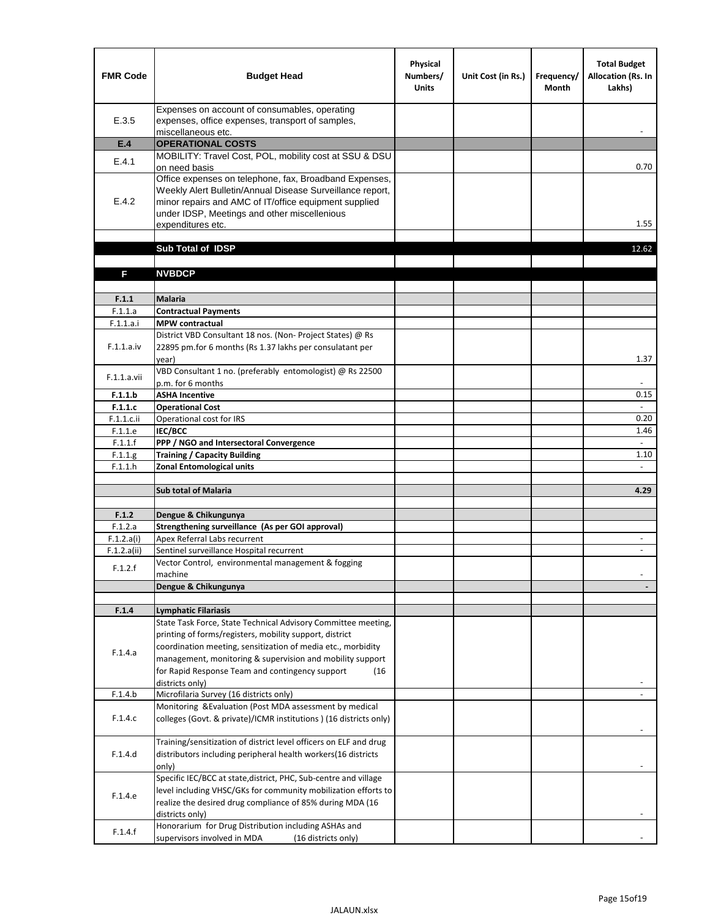| FMR Code | Budget Head | Physical Numbers/ Units | Unit Cost (in Rs.) | Frequency/ Month | Total Budget Allocation (Rs. In Lakhs) |
|---|---|---|---|---|---|
| E.3.5 | Expenses on account of consumables, operating expenses, office expenses, transport of samples, miscellaneous etc. | | | | - |
| **E.4** | **OPERATIONAL COSTS** | | | | |
| E.4.1 | MOBILITY: Travel Cost, POL, mobility cost at SSU & DSU on need basis | | | | 0.70 |
| E.4.2 | Office expenses on telephone, fax, Broadband Expenses, Weekly Alert Bulletin/Annual Disease Surveillance report, minor repairs and AMC of IT/office equipment supplied under IDSP, Meetings and other miscellenious expenditures etc. | | | | 1.55 |
| | | | | | |
| | **Sub Total of IDSP** | | | | 12.62 |
| | | | | | |
| **F** | **NVBDCP** | | | | |
| | | | | | |
| **F.1.1** | **Malaria** | | | | |
| F.1.1.a | **Contractual Payments** | | | | |
| F.1.1.a.i | **MPW contractual** | | | | |
| F.1.1.a.iv | District VBD Consultant 18 nos. (Non- Project States) @ Rs 22895 pm.for 6 months (Rs 1.37 lakhs per consulatant per year) | | | | 1.37 |
| F.1.1.a.vii | VBD Consultant 1 no. (preferably entomologist) @ Rs 22500 p.m. for 6 months | | | | - |
| **F.1.1.b** | **ASHA Incentive** | | | | 0.15 |
| **F.1.1.c** | **Operational Cost** | | | | - |
| F.1.1.c.ii | Operational cost for IRS | | | | 0.20 |
| F.1.1.e | **IEC/BCC** | | | | 1.46 |
| F.1.1.f | **PPP / NGO and Intersectoral Convergence** | | | | - |
| F.1.1.g | **Training / Capacity Building** | | | | 1.10 |
| F.1.1.h | **Zonal Entomological units** | | | | - |
| | | | | | |
| | **Sub total of Malaria** | | | | **4.29** |
| | | | | | |
| **F.1.2** | **Dengue & Chikungunya** | | | | |
| F.1.2.a | **Strengthening surveillance (As per GOI approval)** | | | | |
| F.1.2.a(i) | Apex Referral Labs recurrent | | | | - |
| F.1.2.a(ii) | Sentinel surveillance Hospital recurrent | | | | - |
| F.1.2.f | Vector Control, environmental management & fogging machine | | | | - |
| | **Dengue & Chikungunya** | | | | **-** |
| | | | | | |
| **F.1.4** | **Lymphatic Filariasis** | | | | |
| F.1.4.a | State Task Force, State Technical Advisory Committee meeting, printing of forms/registers, mobility support, district coordination meeting, sensitization of media etc., morbidity management, monitoring & supervision and mobility support for Rapid Response Team and contingency support (16 districts only) | | | | - |
| F.1.4.b | Microfilaria Survey (16 districts only) | | | | - |
| F.1.4.c | Monitoring &Evaluation (Post MDA assessment by medical colleges (Govt. & private)/ICMR institutions ) (16 districts only) | | | | - |
| F.1.4.d | Training/sensitization of district level officers on ELF and drug distributors including peripheral health workers(16 districts only) | | | | - |
| F.1.4.e | Specific IEC/BCC at state,district, PHC, Sub-centre and village level including VHSC/GKs for community mobilization efforts to realize the desired drug compliance of 85% during MDA (16 districts only) | | | | - |
| F.1.4.f | Honorarium for Drug Distribution including ASHAs and supervisors involved in MDA (16 districts only) | | | | - |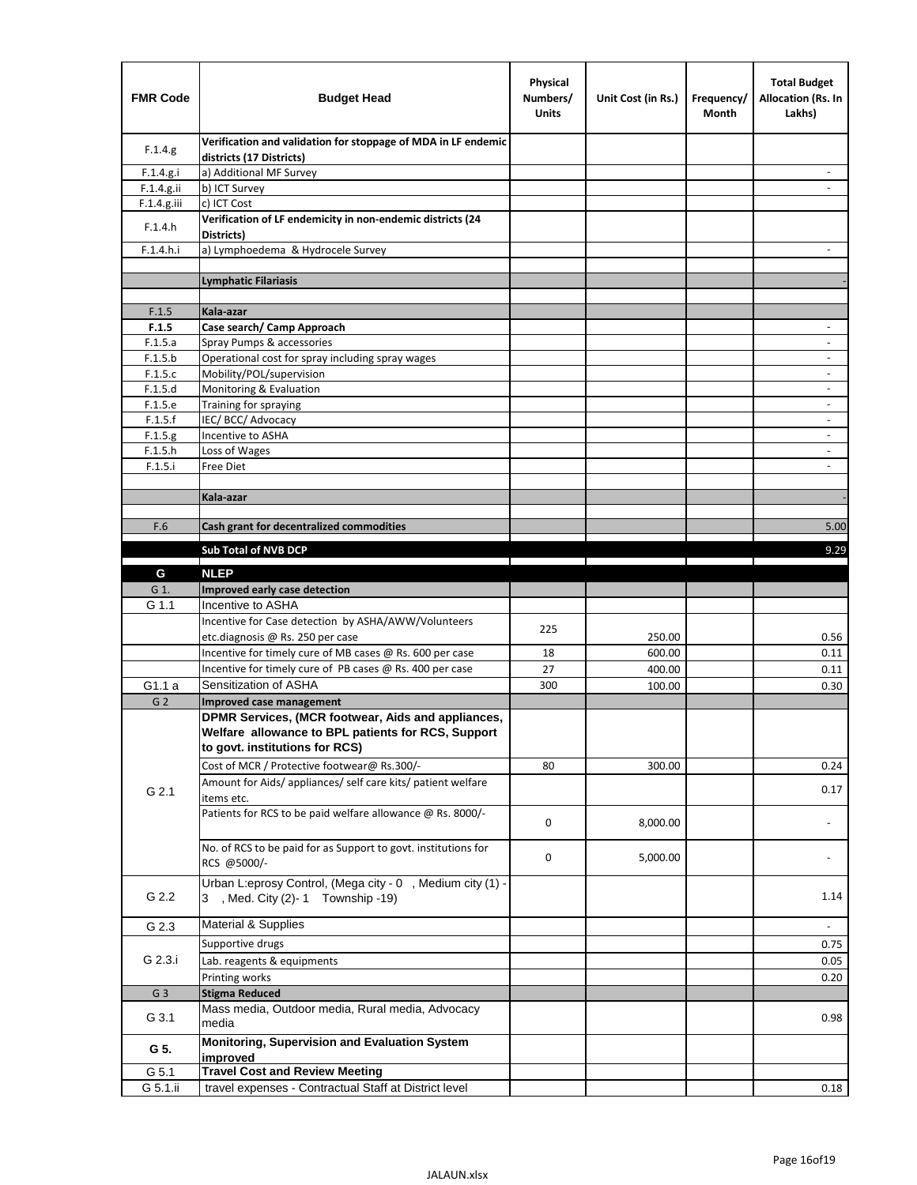| FMR Code | Budget Head | Physical Numbers/ Units | Unit Cost (in Rs.) | Frequency/ Month | Total Budget Allocation (Rs. In Lakhs) |
|---|---|---|---|---|---|
| F.1.4.g | **Verification and validation for stoppage of MDA in LF endemic districts (17 Districts)** | | | | |
| F.1.4.g.i | a) Additional MF Survey | | | | - |
| F.1.4.g.ii | b) ICT Survey | | | | - |
| F.1.4.g.iii | c) ICT Cost | | | | |
| F.1.4.h | **Verification of LF endemicity in non-endemic districts (24 Districts)** | | | | |
| F.1.4.h.i | a) Lymphoedema & Hydrocele Survey | | | | - |
| | | | | | |
| | **Lymphatic Filariasis** | | | | - |
| | | | | | |
| F.1.5 | **Kala-azar** | | | | |
| **F.1.5** | **Case search/ Camp Approach** | | | | - |
| F.1.5.a | Spray Pumps & accessories | | | | - |
| F.1.5.b | Operational cost for spray including spray wages | | | | - |
| F.1.5.c | Mobility/POL/supervision | | | | - |
| F.1.5.d | Monitoring & Evaluation | | | | - |
| F.1.5.e | Training for spraying | | | | - |
| F.1.5.f | IEC/ BCC/ Advocacy | | | | - |
| F.1.5.g | Incentive to ASHA | | | | - |
| F.1.5.h | Loss of Wages | | | | - |
| F.1.5.i | Free Diet | | | | - |
| | | | | | |
| | **Kala-azar** | | | | - |
| | | | | | |
| F.6 | **Cash grant for decentralized commodities** | | | | 5.00 |
| | **Sub Total of NVB DCP** | | | | 9.29 |
| **G** | **NLEP** | | | | |
| G 1. | **Improved early case detection** | | | | |
| G 1.1 | Incentive to ASHA | | | | |
| | Incentive for Case detection by ASHA/AWW/Volunteers etc.diagnosis @ Rs. 250 per case | 225 | 250.00 | | 0.56 |
| | Incentive for timely cure of MB cases @ Rs. 600 per case | 18 | 600.00 | | 0.11 |
| | Incentive for timely cure of PB cases @ Rs. 400 per case | 27 | 400.00 | | 0.11 |
| G1.1 a | Sensitization of ASHA | 300 | 100.00 | | 0.30 |
| G 2 | **Improved case management** | | | | |
| G 2.1 | **DPMR Services, (MCR footwear, Aids and appliances, Welfare allowance to BPL patients for RCS, Support to govt. institutions for RCS)** | | | | |
| | Cost of MCR / Protective footwear@ Rs.300/- | 80 | 300.00 | | 0.24 |
| | Amount for Aids/ appliances/ self care kits/ patient welfare items etc. | | | | 0.17 |
| | Patients for RCS to be paid welfare allowance @ Rs. 8000/- | 0 | 8,000.00 | | - |
| | No. of RCS to be paid for as Support to govt. institutions for RCS @5000/- | 0 | 5,000.00 | | - |
| G 2.2 | Urban L:eprosy Control, (Mega city - 0 , Medium city (1) - 3 , Med. City (2)- 1 Township -19) | | | | 1.14 |
| G 2.3 | Material & Supplies | | | | - |
| G 2.3.i | Supportive drugs | | | | 0.75 |
| | Lab. reagents & equipments | | | | 0.05 |
| | Printing works | | | | 0.20 |
| G 3 | **Stigma Reduced** | | | | |
| G 3.1 | Mass media, Outdoor media, Rural media, Advocacy media | | | | 0.98 |
| **G 5.** | **Monitoring, Supervision and Evaluation System improved** | | | | |
| G 5.1 | **Travel Cost and Review Meeting** | | | | |
| G 5.1.ii | travel expenses - Contractual Staff at District level | | | | 0.18 |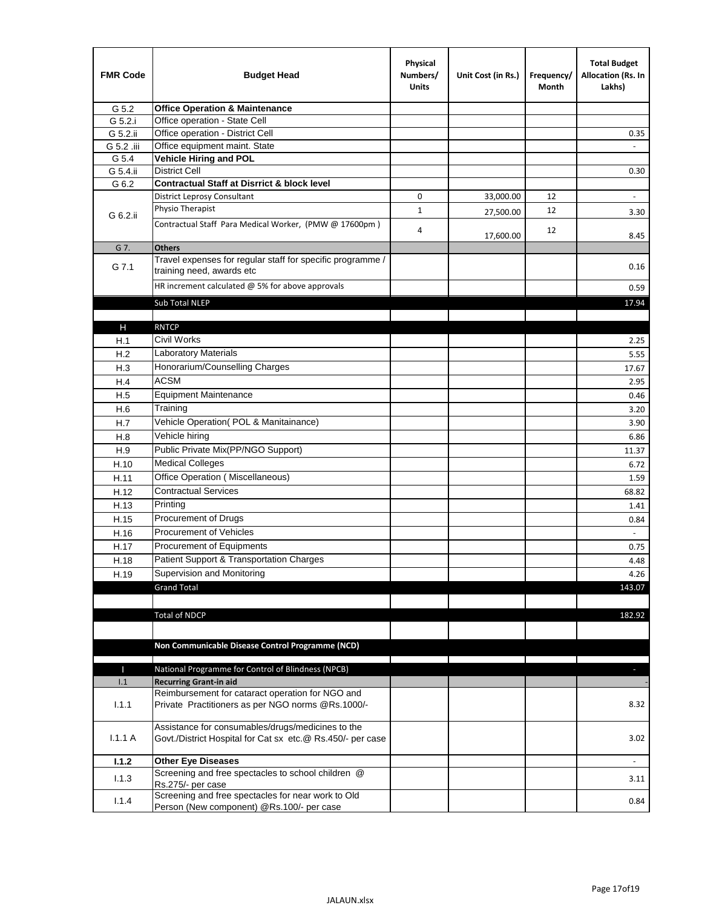| FMR Code | Budget Head | Physical Numbers/ Units | Unit Cost (in Rs.) | Frequency/ Month | Total Budget Allocation (Rs. In Lakhs) |
|---|---|---|---|---|---|
| G 5.2 | **Office Operation & Maintenance** | | | | |
| G 5.2.i | Office operation - State Cell | | | | |
| G 5.2.ii | Office operation - District Cell | | | | 0.35 |
| G 5.2 .iii | Office equipment maint. State | | | | - |
| G 5.4 | **Vehicle Hiring and POL** | | | | |
| G 5.4.ii | District Cell | | | | 0.30 |
| G 6.2 | **Contractual Staff at Disrrict & block level** | | | | |
| G 6.2.ii | District Leprosy Consultant | 0 | 33,000.00 | 12 | - |
| | Physio Therapist | 1 | 27,500.00 | 12 | 3.30 |
| | Contractual Staff Para Medical Worker, (PMW @ 17600pm ) | 4 | 17,600.00 | 12 | 8.45 |
| G 7. | **Others** | | | | |
| G 7.1 | Travel expenses for regular staff for specific programme / training need, awards etc | | | | 0.16 |
| | HR increment calculated @ 5% for above approvals | | | | 0.59 |
| | Sub Total NLEP | | | | 17.94 |
| | | | | | |
| H | RNTCP | | | | |
| H.1 | Civil Works | | | | 2.25 |
| H.2 | Laboratory Materials | | | | 5.55 |
| H.3 | Honorarium/Counselling Charges | | | | 17.67 |
| H.4 | ACSM | | | | 2.95 |
| H.5 | Equipment Maintenance | | | | 0.46 |
| H.6 | Training | | | | 3.20 |
| H.7 | Vehicle Operation( POL & Manitainance) | | | | 3.90 |
| H.8 | Vehicle hiring | | | | 6.86 |
| H.9 | Public Private Mix(PP/NGO Support) | | | | 11.37 |
| H.10 | Medical Colleges | | | | 6.72 |
| H.11 | Office Operation ( Miscellaneous) | | | | 1.59 |
| H.12 | Contractual Services | | | | 68.82 |
| H.13 | Printing | | | | 1.41 |
| H.15 | Procurement of Drugs | | | | 0.84 |
| H.16 | Procurement of Vehicles | | | | - |
| H.17 | Procurement of Equipments | | | | 0.75 |
| H.18 | Patient Support & Transportation Charges | | | | 4.48 |
| H.19 | Supervision and Monitoring | | | | 4.26 |
| | Grand Total | | | | 143.07 |
| | | | | | |
| | Total of NDCP | | | | 182.92 |
| | | | | | |
| | **Non Communicable Disease Control Programme (NCD)** | | | | |
| | | | | | |
| I | National Programme for Control of Blindness (NPCB) | | | | - |
| I.1 | **Recurring Grant-in aid** | | | | - |
| I.1.1 | Reimbursement for cataract operation for NGO and Private Practitioners as per NGO norms @Rs.1000/- | | | | 8.32 |
| I.1.1 A | Assistance for consumables/drugs/medicines to the Govt./District Hospital for Cat sx etc.@ Rs.450/- per case | | | | 3.02 |
| **I.1.2** | **Other Eye Diseases** | | | | - |
| I.1.3 | Screening and free spectacles to school children @ Rs.275/- per case | | | | 3.11 |
| I.1.4 | Screening and free spectacles for near work to Old Person (New component) @Rs.100/- per case | | | | 0.84 |

JALAUN.xlsx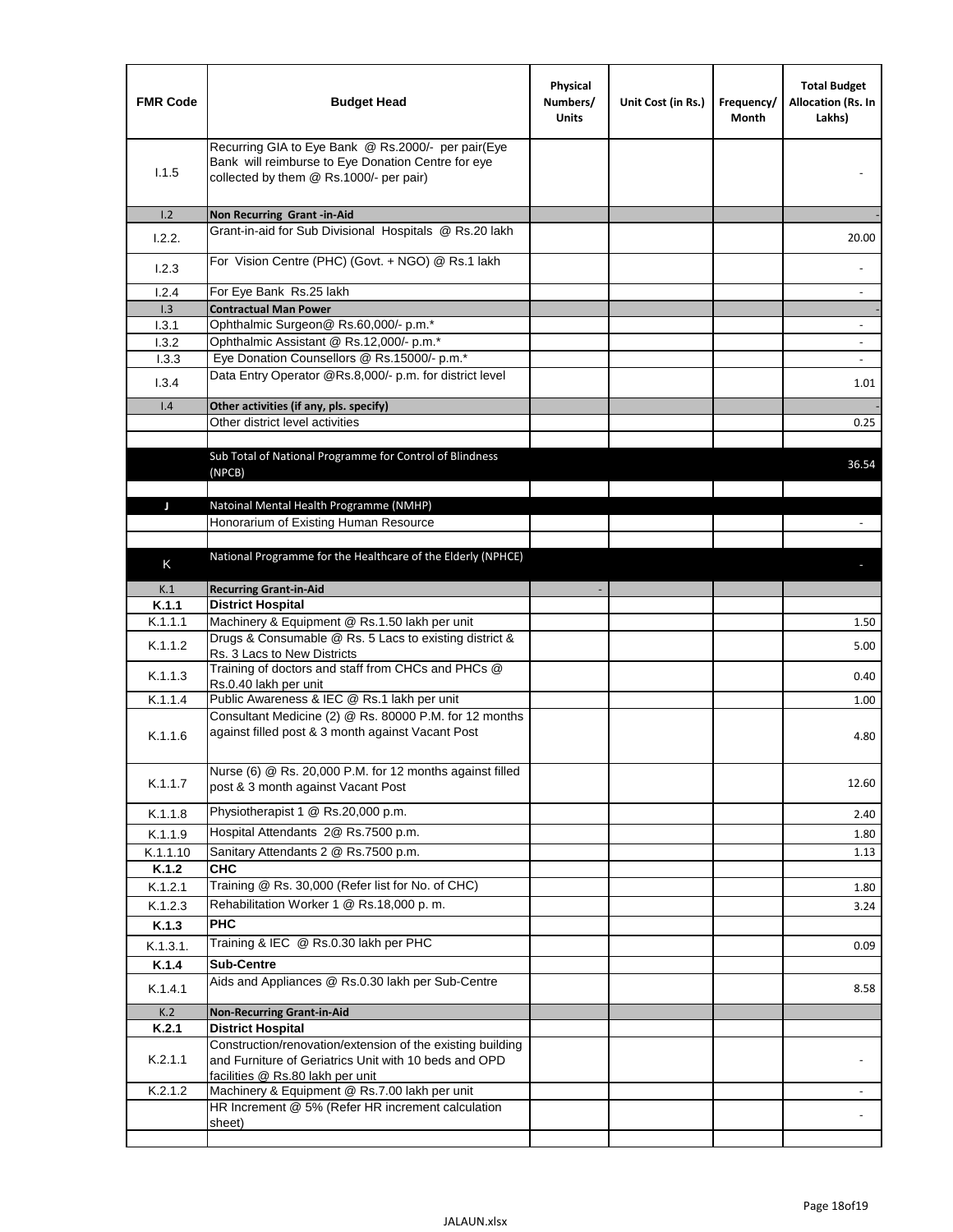| FMR Code | Budget Head | Physical Numbers/ Units | Unit Cost (in Rs.) | Frequency/ Month | Total Budget Allocation (Rs. In Lakhs) |
|---|---|---|---|---|---|
| I.1.5 | Recurring GIA to Eye Bank @ Rs.2000/- per pair(Eye Bank will reimburse to Eye Donation Centre for eye collected by them @ Rs.1000/- per pair) | | | | - |
| I.2 | **Non Recurring Grant -in-Aid** | | | | - |
| I.2.2. | Grant-in-aid for Sub Divisional Hospitals @ Rs.20 lakh | | | | 20.00 |
| I.2.3 | For Vision Centre (PHC) (Govt. + NGO) @ Rs.1 lakh | | | | - |
| I.2.4 | For Eye Bank Rs.25 lakh | | | | - |
| I.3 | **Contractual Man Power** | | | | - |
| I.3.1 | Ophthalmic Surgeon@ Rs.60,000/- p.m.* | | | | - |
| I.3.2 | Ophthalmic Assistant @ Rs.12,000/- p.m.* | | | | - |
| I.3.3 | Eye Donation Counsellors @ Rs.15000/- p.m.* | | | | - |
| I.3.4 | Data Entry Operator @Rs.8,000/- p.m. for district level | | | | 1.01 |
| I.4 | **Other activities (if any, pls. specify)** | | | | - |
| | Other district level activities | | | | 0.25 |
| | | | | | |
| | Sub Total of National Programme for Control of Blindness (NPCB) | | | | 36.54 |
| | | | | | |
| J | Natoinal Mental Health Programme (NMHP) | | | | |
| | Honorarium of Existing Human Resource | | | | - |
| | | | | | |
| K | National Programme for the Healthcare of the Elderly (NPHCE) | | | | - |
| K.1 | **Recurring Grant-in-Aid** | - | | | |
| **K.1.1** | **District Hospital** | | | | |
| K.1.1.1 | Machinery & Equipment @ Rs.1.50 lakh per unit | | | | 1.50 |
| K.1.1.2 | Drugs & Consumable @ Rs. 5 Lacs to existing district & Rs. 3 Lacs to New Districts | | | | 5.00 |
| K.1.1.3 | Training of doctors and staff from CHCs and PHCs @ Rs.0.40 lakh per unit | | | | 0.40 |
| K.1.1.4 | Public Awareness & IEC @ Rs.1 lakh per unit | | | | 1.00 |
| K.1.1.6 | Consultant Medicine (2) @ Rs. 80000 P.M. for 12 months against filled post & 3 month against Vacant Post | | | | 4.80 |
| K.1.1.7 | Nurse (6) @ Rs. 20,000 P.M. for 12 months against filled post & 3 month against Vacant Post | | | | 12.60 |
| K.1.1.8 | Physiotherapist 1 @ Rs.20,000 p.m. | | | | 2.40 |
| K.1.1.9 | Hospital Attendants 2@ Rs.7500 p.m. | | | | 1.80 |
| K.1.1.10 | Sanitary Attendants 2 @ Rs.7500 p.m. | | | | 1.13 |
| **K.1.2** | **CHC** | | | | |
| K.1.2.1 | Training @ Rs. 30,000 (Refer list for No. of CHC) | | | | 1.80 |
| K.1.2.3 | Rehabilitation Worker 1 @ Rs.18,000 p. m. | | | | 3.24 |
| **K.1.3** | **PHC** | | | | |
| K.1.3.1. | Training & IEC @ Rs.0.30 lakh per PHC | | | | 0.09 |
| **K.1.4** | **Sub-Centre** | | | | |
| K.1.4.1 | Aids and Appliances @ Rs.0.30 lakh per Sub-Centre | | | | 8.58 |
| K.2 | **Non-Recurring Grant-in-Aid** | | | | |
| **K.2.1** | **District Hospital** | | | | |
| K.2.1.1 | Construction/renovation/extension of the existing building and Furniture of Geriatrics Unit with 10 beds and OPD facilities @ Rs.80 lakh per unit | | | | - |
| K.2.1.2 | Machinery & Equipment @ Rs.7.00 lakh per unit | | | | - |
| | HR Increment @ 5% (Refer HR increment calculation sheet) | | | | - |
| | | | | | |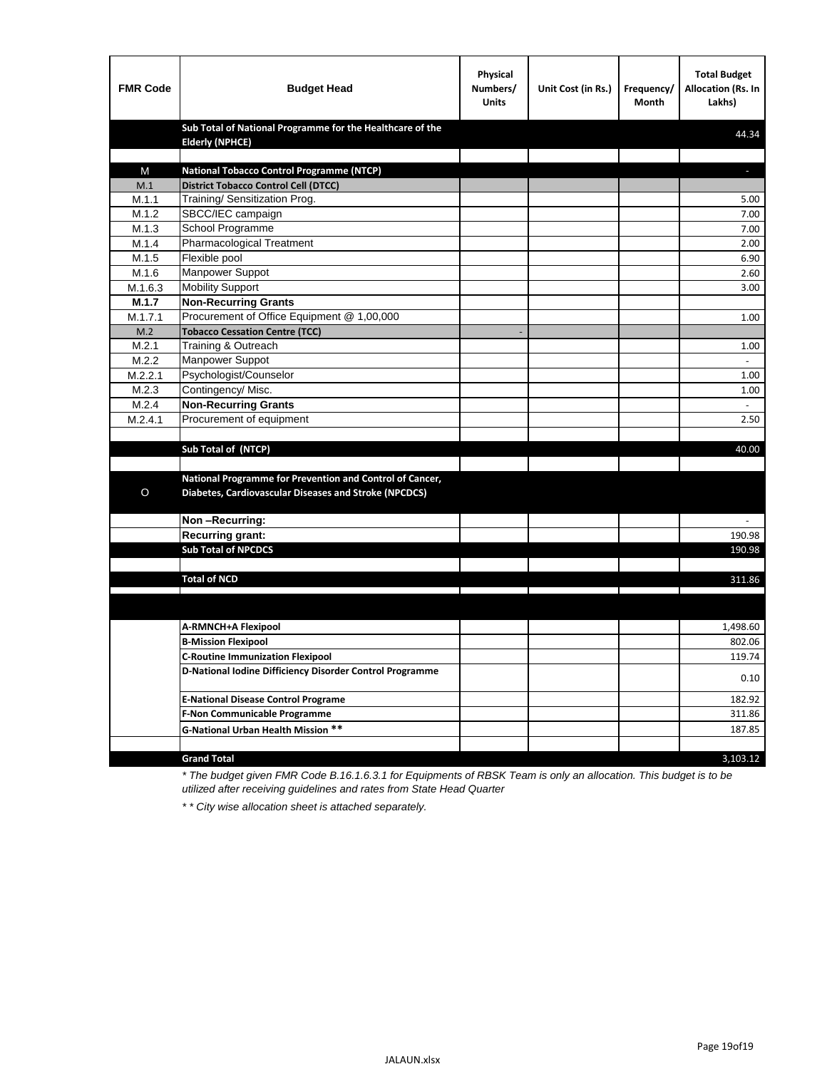| FMR Code | Budget Head | Physical Numbers/ Units | Unit Cost (in Rs.) | Frequency/ Month | Total Budget Allocation (Rs. In Lakhs) |
|---|---|---|---|---|---|
| | **Sub Total of National Programme for the Healthcare of the Elderly (NPHCE)** | | | | 44.34 |
| | | | | | |
| M | **National Tobacco Control Programme (NTCP)** | | | | - |
| M.1 | **District Tobacco Control Cell (DTCC)** | | | | |
| M.1.1 | Training/ Sensitization Prog. | | | | 5.00 |
| M.1.2 | SBCC/IEC campaign | | | | 7.00 |
| M.1.3 | School Programme | | | | 7.00 |
| M.1.4 | Pharmacological Treatment | | | | 2.00 |
| M.1.5 | Flexible pool | | | | 6.90 |
| M.1.6 | Manpower Suppot | | | | 2.60 |
| M.1.6.3 | Mobility Support | | | | 3.00 |
| **M.1.7** | **Non-Recurring Grants** | | | | |
| M.1.7.1 | Procurement of Office Equipment @ 1,00,000 | | | | 1.00 |
| M.2 | **Tobacco Cessation Centre (TCC)** | - | | | |
| M.2.1 | Training & Outreach | | | | 1.00 |
| M.2.2 | Manpower Suppot | | | | - |
| M.2.2.1 | Psychologist/Counselor | | | | 1.00 |
| M.2.3 | Contingency/ Misc. | | | | 1.00 |
| M.2.4 | **Non-Recurring Grants** | | | | - |
| M.2.4.1 | Procurement of equipment | | | | 2.50 |
| | | | | | |
| | **Sub Total of (NTCP)** | | | | 40.00 |
| | | | | | |
| O | **National Programme for Prevention and Control of Cancer, Diabetes, Cardiovascular Diseases and Stroke (NPCDCS)** | | | | |
| | **Non –Recurring:** | | | | - |
| | **Recurring grant:** | | | | 190.98 |
| | **Sub Total of NPCDCS** | | | | 190.98 |
| | | | | | |
| | **Total of NCD** | | | | 311.86 |
| | | | | | |
| | **A-RMNCH+A Flexipool** | | | | 1,498.60 |
| | **B-Mission Flexipool** | | | | 802.06 |
| | **C-Routine Immunization Flexipool** | | | | 119.74 |
| | **D-National Iodine Difficiency Disorder Control Programme** | | | | 0.10 |
| | **E-National Disease Control Programe** | | | | 182.92 |
| | **F-Non Communicable Programme** | | | | 311.86 |
| | **G-National Urban Health Mission \*\*** | | | | 187.85 |
| | | | | | |
| | **Grand Total** | | | | 3,103.12 |

*\* The budget given FMR Code B.16.1.6.3.1 for Equipments of RBSK Team is only an allocation. This budget is to be utilized after receiving guidelines and rates from State Head Quarter*

*\* \* City wise allocation sheet is attached separately.*